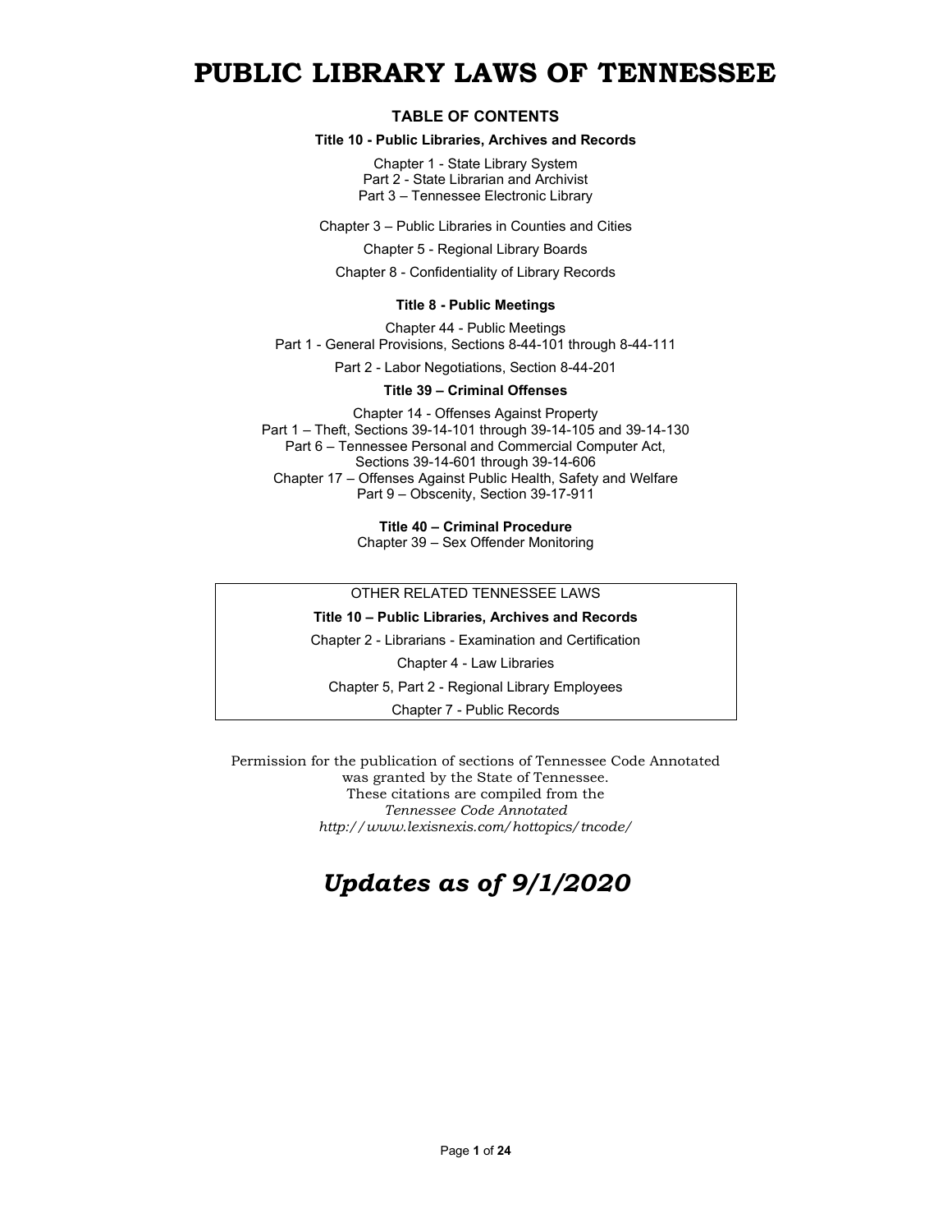# PUBLIC LIBRARY LAWS OF TENNESSEE

## TABLE OF CONTENTS

**Title 10 - Public Libraries, Archives and Records**

Chapter 1 - State Library System
Part 2 - State Librarian and Archivist
Part 3 – Tennessee Electronic Library

Chapter 3 – Public Libraries in Counties and Cities

Chapter 5 - Regional Library Boards

Chapter 8 - Confidentiality of Library Records

**Title 8 - Public Meetings**

Chapter 44 - Public Meetings
Part 1 - General Provisions, Sections 8-44-101 through 8-44-111

Part 2 - Labor Negotiations, Section 8-44-201

**Title 39 – Criminal Offenses**

Chapter 14 - Offenses Against Property
Part 1 – Theft, Sections 39-14-101 through 39-14-105 and 39-14-130
Part 6 – Tennessee Personal and Commercial Computer Act, Sections 39-14-601 through 39-14-606
Chapter 17 – Offenses Against Public Health, Safety and Welfare
Part 9 – Obscenity, Section 39-17-911

**Title 40 – Criminal Procedure**
Chapter 39 – Sex Offender Monitoring

---

OTHER RELATED TENNESSEE LAWS

**Title 10 – Public Libraries, Archives and Records**

Chapter 2 - Librarians - Examination and Certification

Chapter 4 - Law Libraries

Chapter 5, Part 2 - Regional Library Employees

Chapter 7 - Public Records

---

Permission for the publication of sections of Tennessee Code Annotated was granted by the State of Tennessee.
These citations are compiled from the *Tennessee Code Annotated*
*http://www.lexisnexis.com/hottopics/tncode/*

## *Updates as of 9/1/2020*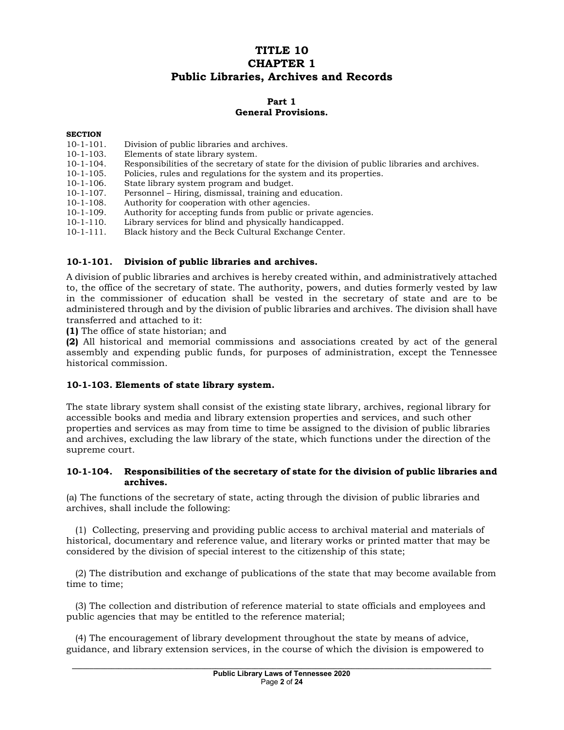# TITLE 10
# CHAPTER 1
# Public Libraries, Archives and Records

## Part 1
## General Provisions.

**SECTION**

10-1-101. Division of public libraries and archives.
10-1-103. Elements of state library system.
10-1-104. Responsibilities of the secretary of state for the division of public libraries and archives.
10-1-105. Policies, rules and regulations for the system and its properties.
10-1-106. State library system program and budget.
10-1-107. Personnel – Hiring, dismissal, training and education.
10-1-108. Authority for cooperation with other agencies.
10-1-109. Authority for accepting funds from public or private agencies.
10-1-110. Library services for blind and physically handicapped.
10-1-111. Black history and the Beck Cultural Exchange Center.

### 10-1-101. Division of public libraries and archives.

A division of public libraries and archives is hereby created within, and administratively attached to, the office of the secretary of state. The authority, powers, and duties formerly vested by law in the commissioner of education shall be vested in the secretary of state and are to be administered through and by the division of public libraries and archives. The division shall have transferred and attached to it:

**(1)** The office of state historian; and

**(2)** All historical and memorial commissions and associations created by act of the general assembly and expending public funds, for purposes of administration, except the Tennessee historical commission.

### 10-1-103. Elements of state library system.

The state library system shall consist of the existing state library, archives, regional library for accessible books and media and library extension properties and services, and such other properties and services as may from time to time be assigned to the division of public libraries and archives, excluding the law library of the state, which functions under the direction of the supreme court.

### 10-1-104. Responsibilities of the secretary of state for the division of public libraries and archives.

(a) The functions of the secretary of state, acting through the division of public libraries and archives, shall include the following:

(1) Collecting, preserving and providing public access to archival material and materials of historical, documentary and reference value, and literary works or printed matter that may be considered by the division of special interest to the citizenship of this state;

(2) The distribution and exchange of publications of the state that may become available from time to time;

(3) The collection and distribution of reference material to state officials and employees and public agencies that may be entitled to the reference material;

(4) The encouragement of library development throughout the state by means of advice, guidance, and library extension services, in the course of which the division is empowered to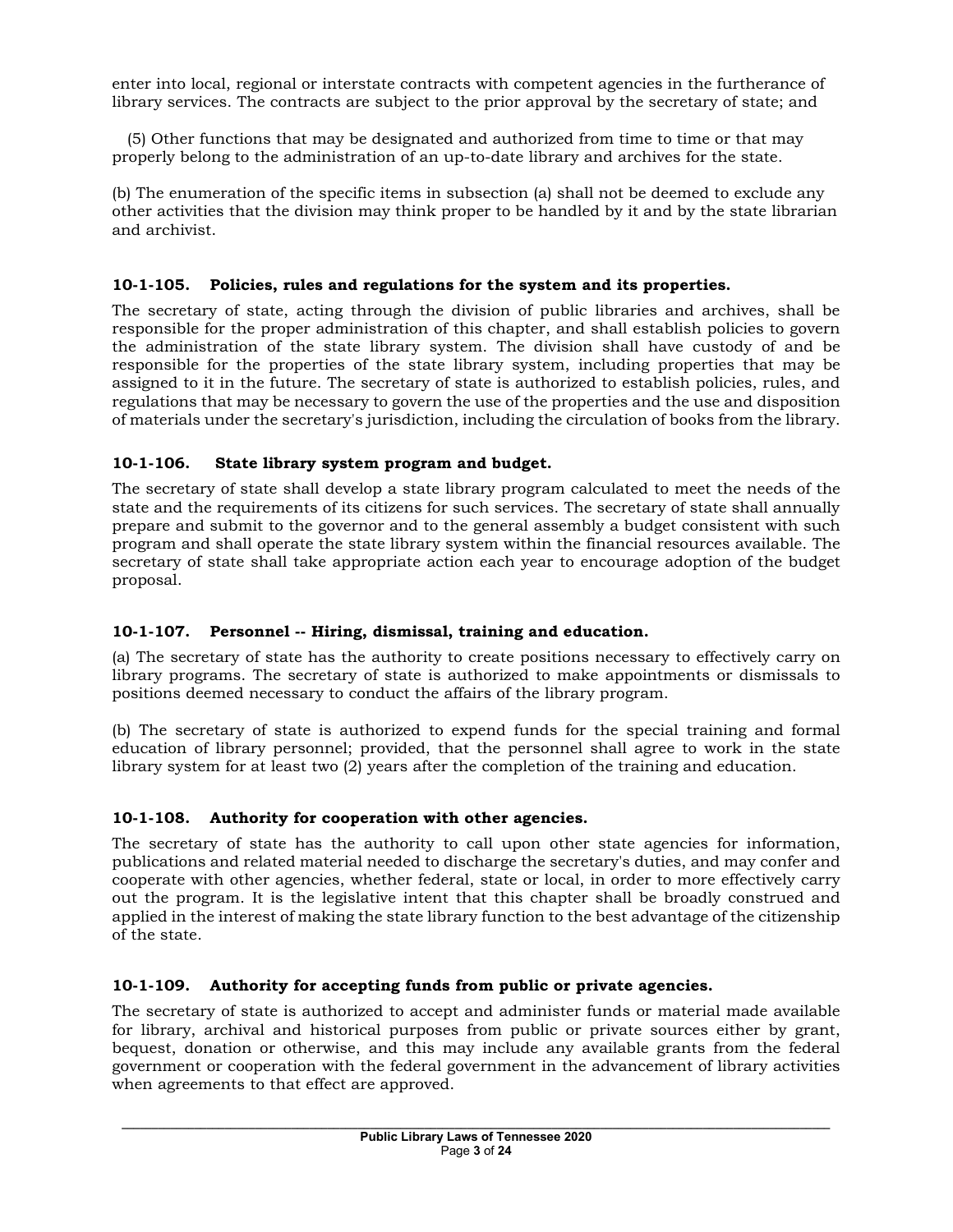enter into local, regional or interstate contracts with competent agencies in the furtherance of library services. The contracts are subject to the prior approval by the secretary of state; and

(5) Other functions that may be designated and authorized from time to time or that may properly belong to the administration of an up-to-date library and archives for the state.

(b) The enumeration of the specific items in subsection (a) shall not be deemed to exclude any other activities that the division may think proper to be handled by it and by the state librarian and archivist.

### 10-1-105. Policies, rules and regulations for the system and its properties.

The secretary of state, acting through the division of public libraries and archives, shall be responsible for the proper administration of this chapter, and shall establish policies to govern the administration of the state library system. The division shall have custody of and be responsible for the properties of the state library system, including properties that may be assigned to it in the future. The secretary of state is authorized to establish policies, rules, and regulations that may be necessary to govern the use of the properties and the use and disposition of materials under the secretary's jurisdiction, including the circulation of books from the library.

### 10-1-106. State library system program and budget.

The secretary of state shall develop a state library program calculated to meet the needs of the state and the requirements of its citizens for such services. The secretary of state shall annually prepare and submit to the governor and to the general assembly a budget consistent with such program and shall operate the state library system within the financial resources available. The secretary of state shall take appropriate action each year to encourage adoption of the budget proposal.

### 10-1-107. Personnel -- Hiring, dismissal, training and education.

(a) The secretary of state has the authority to create positions necessary to effectively carry on library programs. The secretary of state is authorized to make appointments or dismissals to positions deemed necessary to conduct the affairs of the library program.

(b) The secretary of state is authorized to expend funds for the special training and formal education of library personnel; provided, that the personnel shall agree to work in the state library system for at least two (2) years after the completion of the training and education.

### 10-1-108. Authority for cooperation with other agencies.

The secretary of state has the authority to call upon other state agencies for information, publications and related material needed to discharge the secretary's duties, and may confer and cooperate with other agencies, whether federal, state or local, in order to more effectively carry out the program. It is the legislative intent that this chapter shall be broadly construed and applied in the interest of making the state library function to the best advantage of the citizenship of the state.

### 10-1-109. Authority for accepting funds from public or private agencies.

The secretary of state is authorized to accept and administer funds or material made available for library, archival and historical purposes from public or private sources either by grant, bequest, donation or otherwise, and this may include any available grants from the federal government or cooperation with the federal government in the advancement of library activities when agreements to that effect are approved.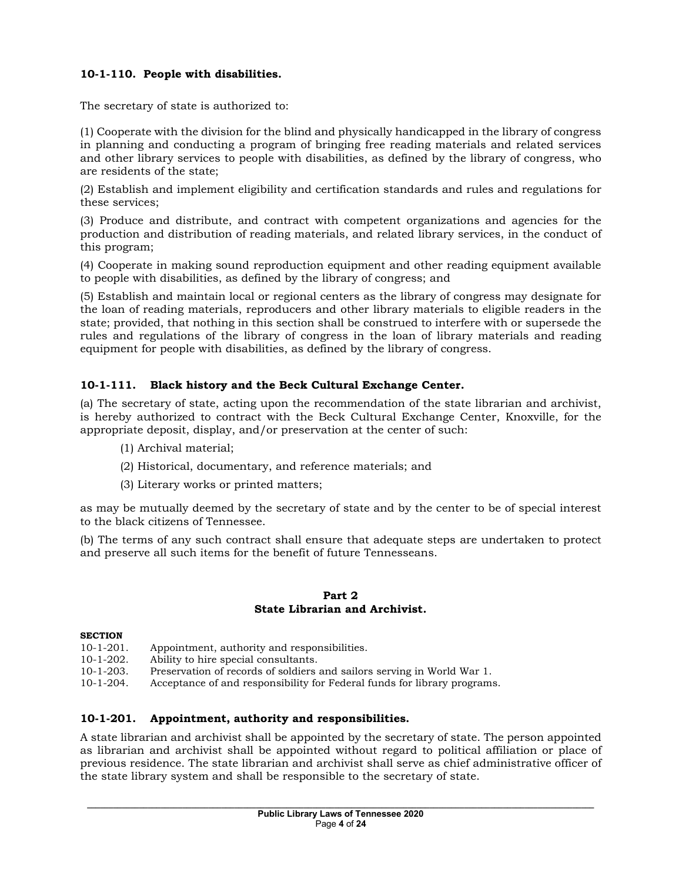### 10-1-110. People with disabilities.

The secretary of state is authorized to:

(1) Cooperate with the division for the blind and physically handicapped in the library of congress in planning and conducting a program of bringing free reading materials and related services and other library services to people with disabilities, as defined by the library of congress, who are residents of the state;

(2) Establish and implement eligibility and certification standards and rules and regulations for these services;

(3) Produce and distribute, and contract with competent organizations and agencies for the production and distribution of reading materials, and related library services, in the conduct of this program;

(4) Cooperate in making sound reproduction equipment and other reading equipment available to people with disabilities, as defined by the library of congress; and

(5) Establish and maintain local or regional centers as the library of congress may designate for the loan of reading materials, reproducers and other library materials to eligible readers in the state; provided, that nothing in this section shall be construed to interfere with or supersede the rules and regulations of the library of congress in the loan of library materials and reading equipment for people with disabilities, as defined by the library of congress.

### 10-1-111. Black history and the Beck Cultural Exchange Center.

(a) The secretary of state, acting upon the recommendation of the state librarian and archivist, is hereby authorized to contract with the Beck Cultural Exchange Center, Knoxville, for the appropriate deposit, display, and/or preservation at the center of such:

(1) Archival material;

(2) Historical, documentary, and reference materials; and

(3) Literary works or printed matters;

as may be mutually deemed by the secretary of state and by the center to be of special interest to the black citizens of Tennessee.

(b) The terms of any such contract shall ensure that adequate steps are undertaken to protect and preserve all such items for the benefit of future Tennesseans.

## Part 2
## State Librarian and Archivist.

**SECTION**

10-1-201. Appointment, authority and responsibilities.
10-1-202. Ability to hire special consultants.
10-1-203. Preservation of records of soldiers and sailors serving in World War 1.
10-1-204. Acceptance of and responsibility for Federal funds for library programs.

### 10-1-201. Appointment, authority and responsibilities.

A state librarian and archivist shall be appointed by the secretary of state. The person appointed as librarian and archivist shall be appointed without regard to political affiliation or place of previous residence. The state librarian and archivist shall serve as chief administrative officer of the state library system and shall be responsible to the secretary of state.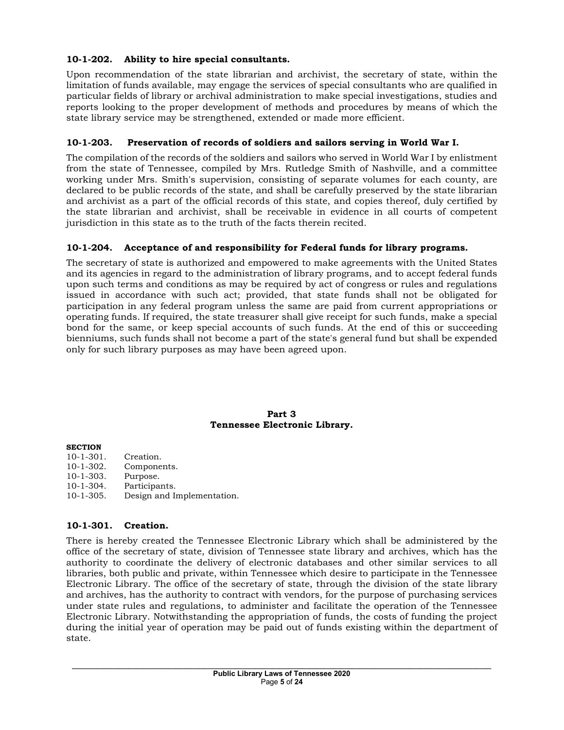### 10-1-202. Ability to hire special consultants.

Upon recommendation of the state librarian and archivist, the secretary of state, within the limitation of funds available, may engage the services of special consultants who are qualified in particular fields of library or archival administration to make special investigations, studies and reports looking to the proper development of methods and procedures by means of which the state library service may be strengthened, extended or made more efficient.

### 10-1-203. Preservation of records of soldiers and sailors serving in World War I.

The compilation of the records of the soldiers and sailors who served in World War I by enlistment from the state of Tennessee, compiled by Mrs. Rutledge Smith of Nashville, and a committee working under Mrs. Smith's supervision, consisting of separate volumes for each county, are declared to be public records of the state, and shall be carefully preserved by the state librarian and archivist as a part of the official records of this state, and copies thereof, duly certified by the state librarian and archivist, shall be receivable in evidence in all courts of competent jurisdiction in this state as to the truth of the facts therein recited.

### 10-1-204. Acceptance of and responsibility for Federal funds for library programs.

The secretary of state is authorized and empowered to make agreements with the United States and its agencies in regard to the administration of library programs, and to accept federal funds upon such terms and conditions as may be required by act of congress or rules and regulations issued in accordance with such act; provided, that state funds shall not be obligated for participation in any federal program unless the same are paid from current appropriations or operating funds. If required, the state treasurer shall give receipt for such funds, make a special bond for the same, or keep special accounts of such funds. At the end of this or succeeding bienniums, such funds shall not become a part of the state's general fund but shall be expended only for such library purposes as may have been agreed upon.

## Part 3
## Tennessee Electronic Library.

**SECTION**

- 10-1-301. Creation.
- 10-1-302. Components.
- 10-1-303. Purpose.
- 10-1-304. Participants.
- 10-1-305. Design and Implementation.

### 10-1-301. Creation.

There is hereby created the Tennessee Electronic Library which shall be administered by the office of the secretary of state, division of Tennessee state library and archives, which has the authority to coordinate the delivery of electronic databases and other similar services to all libraries, both public and private, within Tennessee which desire to participate in the Tennessee Electronic Library. The office of the secretary of state, through the division of the state library and archives, has the authority to contract with vendors, for the purpose of purchasing services under state rules and regulations, to administer and facilitate the operation of the Tennessee Electronic Library. Notwithstanding the appropriation of funds, the costs of funding the project during the initial year of operation may be paid out of funds existing within the department of state.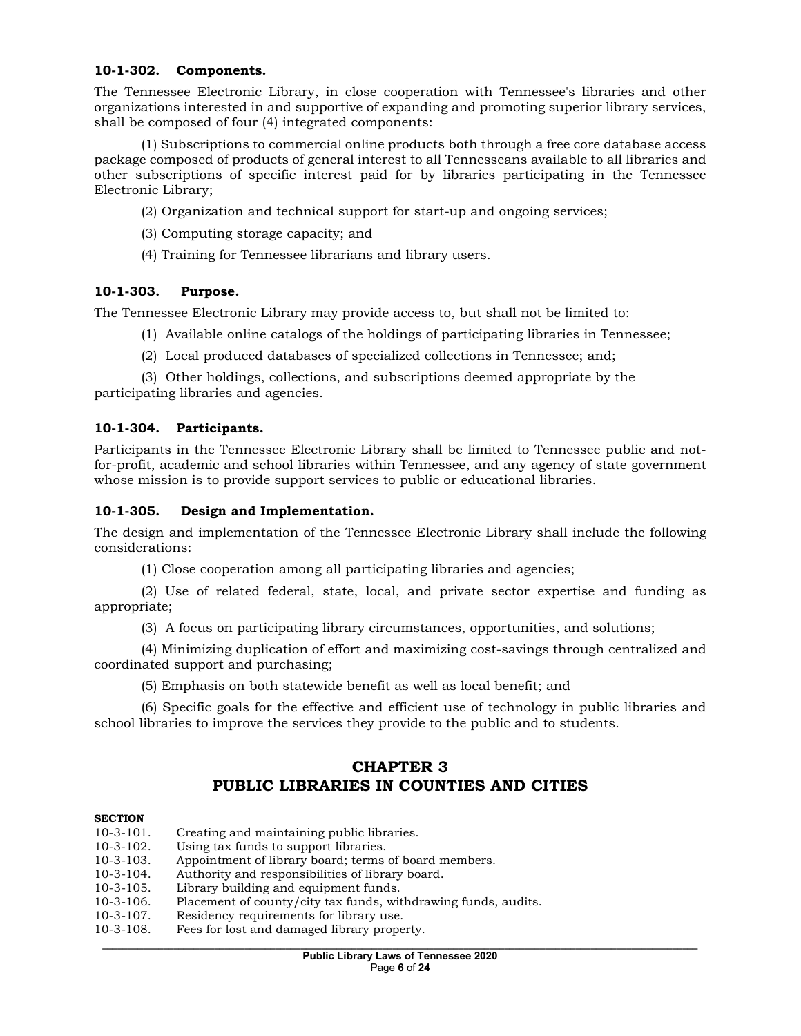**10-1-302. Components.**

The Tennessee Electronic Library, in close cooperation with Tennessee's libraries and other organizations interested in and supportive of expanding and promoting superior library services, shall be composed of four (4) integrated components:

(1) Subscriptions to commercial online products both through a free core database access package composed of products of general interest to all Tennesseans available to all libraries and other subscriptions of specific interest paid for by libraries participating in the Tennessee Electronic Library;

(2) Organization and technical support for start-up and ongoing services;

(3) Computing storage capacity; and

(4) Training for Tennessee librarians and library users.

**10-1-303. Purpose.**

The Tennessee Electronic Library may provide access to, but shall not be limited to:

(1) Available online catalogs of the holdings of participating libraries in Tennessee;

(2) Local produced databases of specialized collections in Tennessee; and;

(3) Other holdings, collections, and subscriptions deemed appropriate by the participating libraries and agencies.

**10-1-304. Participants.**

Participants in the Tennessee Electronic Library shall be limited to Tennessee public and not-for-profit, academic and school libraries within Tennessee, and any agency of state government whose mission is to provide support services to public or educational libraries.

**10-1-305. Design and Implementation.**

The design and implementation of the Tennessee Electronic Library shall include the following considerations:

(1) Close cooperation among all participating libraries and agencies;

(2) Use of related federal, state, local, and private sector expertise and funding as appropriate;

(3) A focus on participating library circumstances, opportunities, and solutions;

(4) Minimizing duplication of effort and maximizing cost-savings through centralized and coordinated support and purchasing;

(5) Emphasis on both statewide benefit as well as local benefit; and

(6) Specific goals for the effective and efficient use of technology in public libraries and school libraries to improve the services they provide to the public and to students.

## CHAPTER 3
## PUBLIC LIBRARIES IN COUNTIES AND CITIES

**SECTION**

10-3-101. Creating and maintaining public libraries.
10-3-102. Using tax funds to support libraries.
10-3-103. Appointment of library board; terms of board members.
10-3-104. Authority and responsibilities of library board.
10-3-105. Library building and equipment funds.
10-3-106. Placement of county/city tax funds, withdrawing funds, audits.
10-3-107. Residency requirements for library use.
10-3-108. Fees for lost and damaged library property.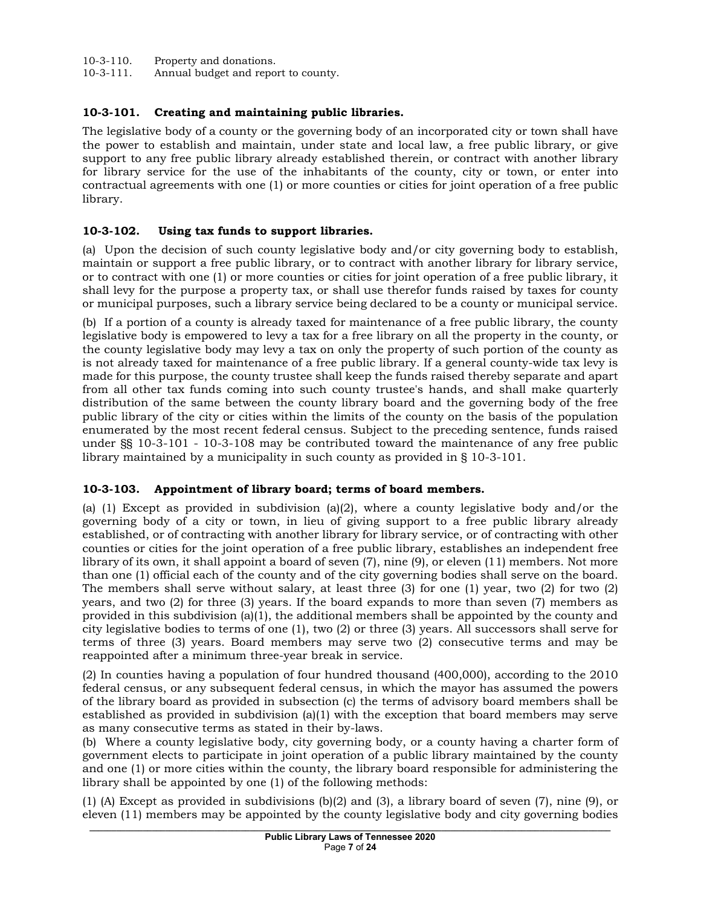10-3-110. Property and donations.
10-3-111. Annual budget and report to county.

### 10-3-101. Creating and maintaining public libraries.

The legislative body of a county or the governing body of an incorporated city or town shall have the power to establish and maintain, under state and local law, a free public library, or give support to any free public library already established therein, or contract with another library for library service for the use of the inhabitants of the county, city or town, or enter into contractual agreements with one (1) or more counties or cities for joint operation of a free public library.

### 10-3-102. Using tax funds to support libraries.

(a) Upon the decision of such county legislative body and/or city governing body to establish, maintain or support a free public library, or to contract with another library for library service, or to contract with one (1) or more counties or cities for joint operation of a free public library, it shall levy for the purpose a property tax, or shall use therefor funds raised by taxes for county or municipal purposes, such a library service being declared to be a county or municipal service.

(b) If a portion of a county is already taxed for maintenance of a free public library, the county legislative body is empowered to levy a tax for a free library on all the property in the county, or the county legislative body may levy a tax on only the property of such portion of the county as is not already taxed for maintenance of a free public library. If a general county-wide tax levy is made for this purpose, the county trustee shall keep the funds raised thereby separate and apart from all other tax funds coming into such county trustee's hands, and shall make quarterly distribution of the same between the county library board and the governing body of the free public library of the city or cities within the limits of the county on the basis of the population enumerated by the most recent federal census. Subject to the preceding sentence, funds raised under §§ 10-3-101 - 10-3-108 may be contributed toward the maintenance of any free public library maintained by a municipality in such county as provided in § 10-3-101.

### 10-3-103. Appointment of library board; terms of board members.

(a) (1) Except as provided in subdivision (a)(2), where a county legislative body and/or the governing body of a city or town, in lieu of giving support to a free public library already established, or of contracting with another library for library service, or of contracting with other counties or cities for the joint operation of a free public library, establishes an independent free library of its own, it shall appoint a board of seven (7), nine (9), or eleven (11) members. Not more than one (1) official each of the county and of the city governing bodies shall serve on the board. The members shall serve without salary, at least three (3) for one (1) year, two (2) for two (2) years, and two (2) for three (3) years. If the board expands to more than seven (7) members as provided in this subdivision (a)(1), the additional members shall be appointed by the county and city legislative bodies to terms of one (1), two (2) or three (3) years. All successors shall serve for terms of three (3) years. Board members may serve two (2) consecutive terms and may be reappointed after a minimum three-year break in service.

(2) In counties having a population of four hundred thousand (400,000), according to the 2010 federal census, or any subsequent federal census, in which the mayor has assumed the powers of the library board as provided in subsection (c) the terms of advisory board members shall be established as provided in subdivision (a)(1) with the exception that board members may serve as many consecutive terms as stated in their by-laws.

(b) Where a county legislative body, city governing body, or a county having a charter form of government elects to participate in joint operation of a public library maintained by the county and one (1) or more cities within the county, the library board responsible for administering the library shall be appointed by one (1) of the following methods:

(1) (A) Except as provided in subdivisions (b)(2) and (3), a library board of seven (7), nine (9), or eleven (11) members may be appointed by the county legislative body and city governing bodies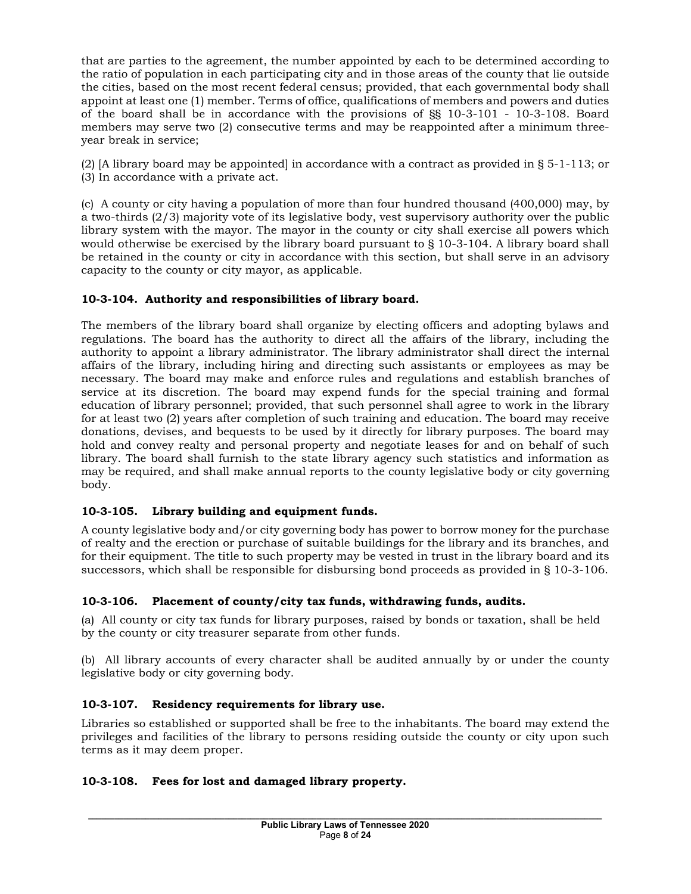that are parties to the agreement, the number appointed by each to be determined according to the ratio of population in each participating city and in those areas of the county that lie outside the cities, based on the most recent federal census; provided, that each governmental body shall appoint at least one (1) member. Terms of office, qualifications of members and powers and duties of the board shall be in accordance with the provisions of §§ 10-3-101 - 10-3-108. Board members may serve two (2) consecutive terms and may be reappointed after a minimum three-year break in service;

(2) [A library board may be appointed] in accordance with a contract as provided in § 5-1-113; or
(3) In accordance with a private act.

(c) A county or city having a population of more than four hundred thousand (400,000) may, by a two-thirds (2/3) majority vote of its legislative body, vest supervisory authority over the public library system with the mayor. The mayor in the county or city shall exercise all powers which would otherwise be exercised by the library board pursuant to § 10-3-104. A library board shall be retained in the county or city in accordance with this section, but shall serve in an advisory capacity to the county or city mayor, as applicable.

### 10-3-104. Authority and responsibilities of library board.

The members of the library board shall organize by electing officers and adopting bylaws and regulations. The board has the authority to direct all the affairs of the library, including the authority to appoint a library administrator. The library administrator shall direct the internal affairs of the library, including hiring and directing such assistants or employees as may be necessary. The board may make and enforce rules and regulations and establish branches of service at its discretion. The board may expend funds for the special training and formal education of library personnel; provided, that such personnel shall agree to work in the library for at least two (2) years after completion of such training and education. The board may receive donations, devises, and bequests to be used by it directly for library purposes. The board may hold and convey realty and personal property and negotiate leases for and on behalf of such library. The board shall furnish to the state library agency such statistics and information as may be required, and shall make annual reports to the county legislative body or city governing body.

### 10-3-105. Library building and equipment funds.

A county legislative body and/or city governing body has power to borrow money for the purchase of realty and the erection or purchase of suitable buildings for the library and its branches, and for their equipment. The title to such property may be vested in trust in the library board and its successors, which shall be responsible for disbursing bond proceeds as provided in § 10-3-106.

### 10-3-106. Placement of county/city tax funds, withdrawing funds, audits.

(a) All county or city tax funds for library purposes, raised by bonds or taxation, shall be held by the county or city treasurer separate from other funds.

(b) All library accounts of every character shall be audited annually by or under the county legislative body or city governing body.

### 10-3-107. Residency requirements for library use.

Libraries so established or supported shall be free to the inhabitants. The board may extend the privileges and facilities of the library to persons residing outside the county or city upon such terms as it may deem proper.

### 10-3-108. Fees for lost and damaged library property.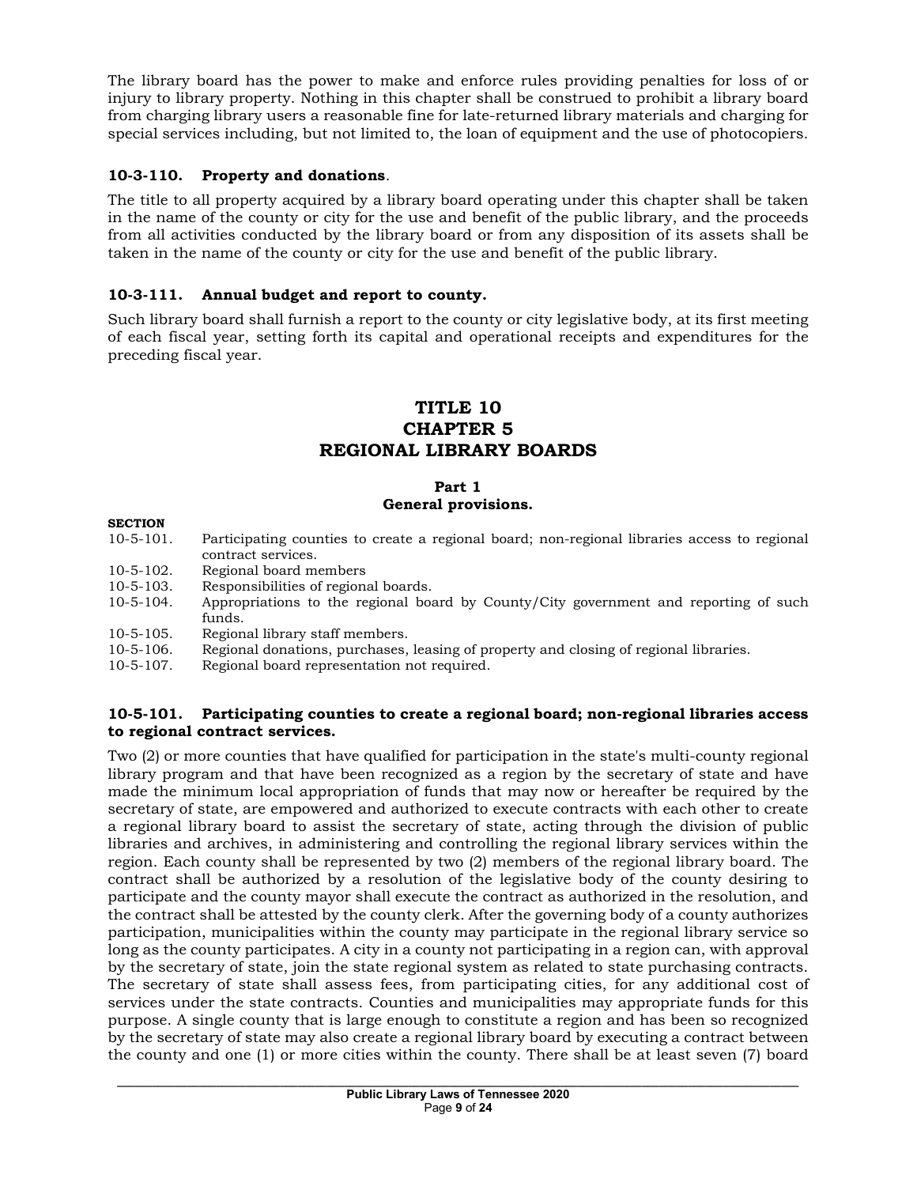The library board has the power to make and enforce rules providing penalties for loss of or injury to library property. Nothing in this chapter shall be construed to prohibit a library board from charging library users a reasonable fine for late-returned library materials and charging for special services including, but not limited to, the loan of equipment and the use of photocopiers.

### 10-3-110. Property and donations.

The title to all property acquired by a library board operating under this chapter shall be taken in the name of the county or city for the use and benefit of the public library, and the proceeds from all activities conducted by the library board or from any disposition of its assets shall be taken in the name of the county or city for the use and benefit of the public library.

### 10-3-111. Annual budget and report to county.

Such library board shall furnish a report to the county or city legislative body, at its first meeting of each fiscal year, setting forth its capital and operational receipts and expenditures for the preceding fiscal year.

# TITLE 10
# CHAPTER 5
# REGIONAL LIBRARY BOARDS

## Part 1
## General provisions.

**SECTION**

| | |
|---|---|
| 10-5-101. | Participating counties to create a regional board; non-regional libraries access to regional contract services. |
| 10-5-102. | Regional board members |
| 10-5-103. | Responsibilities of regional boards. |
| 10-5-104. | Appropriations to the regional board by County/City government and reporting of such funds. |
| 10-5-105. | Regional library staff members. |
| 10-5-106. | Regional donations, purchases, leasing of property and closing of regional libraries. |
| 10-5-107. | Regional board representation not required. |

### 10-5-101. Participating counties to create a regional board; non-regional libraries access to regional contract services.

Two (2) or more counties that have qualified for participation in the state's multi-county regional library program and that have been recognized as a region by the secretary of state and have made the minimum local appropriation of funds that may now or hereafter be required by the secretary of state, are empowered and authorized to execute contracts with each other to create a regional library board to assist the secretary of state, acting through the division of public libraries and archives, in administering and controlling the regional library services within the region. Each county shall be represented by two (2) members of the regional library board. The contract shall be authorized by a resolution of the legislative body of the county desiring to participate and the county mayor shall execute the contract as authorized in the resolution, and the contract shall be attested by the county clerk. After the governing body of a county authorizes participation, municipalities within the county may participate in the regional library service so long as the county participates. A city in a county not participating in a region can, with approval by the secretary of state, join the state regional system as related to state purchasing contracts. The secretary of state shall assess fees, from participating cities, for any additional cost of services under the state contracts. Counties and municipalities may appropriate funds for this purpose. A single county that is large enough to constitute a region and has been so recognized by the secretary of state may also create a regional library board by executing a contract between the county and one (1) or more cities within the county. There shall be at least seven (7) board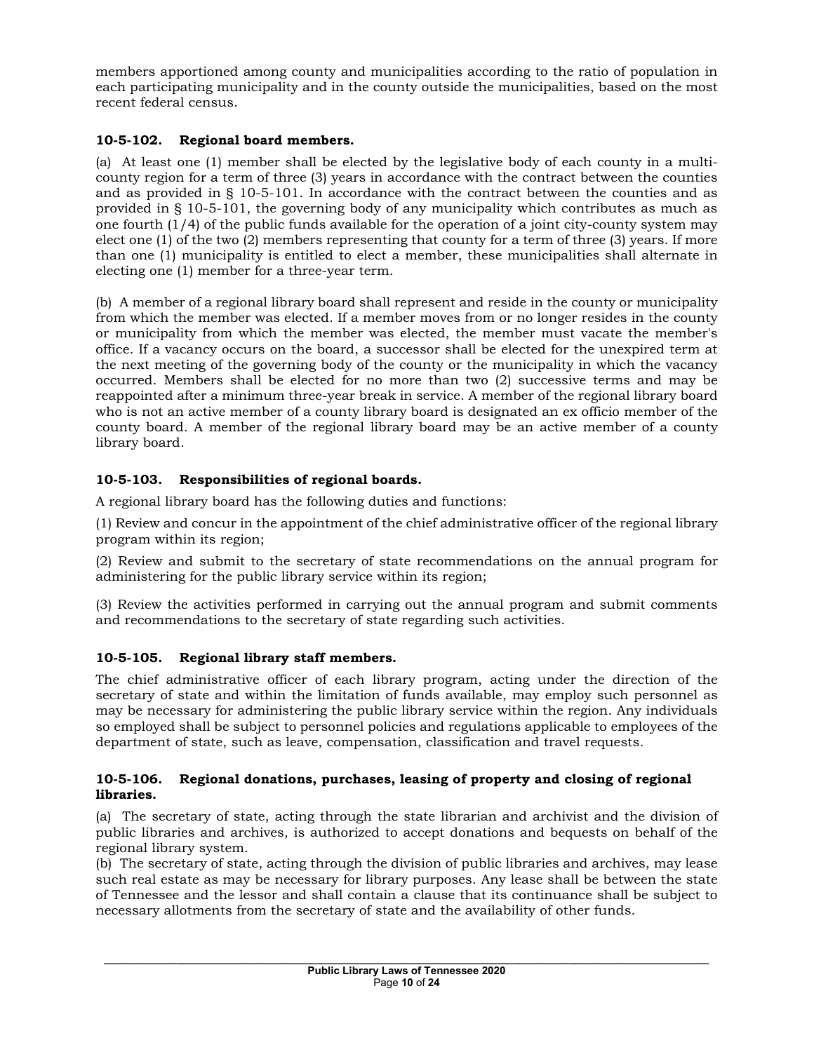members apportioned among county and municipalities according to the ratio of population in each participating municipality and in the county outside the municipalities, based on the most recent federal census.

### 10-5-102. Regional board members.

(a) At least one (1) member shall be elected by the legislative body of each county in a multi-county region for a term of three (3) years in accordance with the contract between the counties and as provided in § 10-5-101. In accordance with the contract between the counties and as provided in § 10-5-101, the governing body of any municipality which contributes as much as one fourth (1/4) of the public funds available for the operation of a joint city-county system may elect one (1) of the two (2) members representing that county for a term of three (3) years. If more than one (1) municipality is entitled to elect a member, these municipalities shall alternate in electing one (1) member for a three-year term.

(b) A member of a regional library board shall represent and reside in the county or municipality from which the member was elected. If a member moves from or no longer resides in the county or municipality from which the member was elected, the member must vacate the member's office. If a vacancy occurs on the board, a successor shall be elected for the unexpired term at the next meeting of the governing body of the county or the municipality in which the vacancy occurred. Members shall be elected for no more than two (2) successive terms and may be reappointed after a minimum three-year break in service. A member of the regional library board who is not an active member of a county library board is designated an ex officio member of the county board. A member of the regional library board may be an active member of a county library board.

### 10-5-103. Responsibilities of regional boards.

A regional library board has the following duties and functions:

(1) Review and concur in the appointment of the chief administrative officer of the regional library program within its region;

(2) Review and submit to the secretary of state recommendations on the annual program for administering for the public library service within its region;

(3) Review the activities performed in carrying out the annual program and submit comments and recommendations to the secretary of state regarding such activities.

### 10-5-105. Regional library staff members.

The chief administrative officer of each library program, acting under the direction of the secretary of state and within the limitation of funds available, may employ such personnel as may be necessary for administering the public library service within the region. Any individuals so employed shall be subject to personnel policies and regulations applicable to employees of the department of state, such as leave, compensation, classification and travel requests.

### 10-5-106. Regional donations, purchases, leasing of property and closing of regional libraries.

(a) The secretary of state, acting through the state librarian and archivist and the division of public libraries and archives, is authorized to accept donations and bequests on behalf of the regional library system.

(b) The secretary of state, acting through the division of public libraries and archives, may lease such real estate as may be necessary for library purposes. Any lease shall be between the state of Tennessee and the lessor and shall contain a clause that its continuance shall be subject to necessary allotments from the secretary of state and the availability of other funds.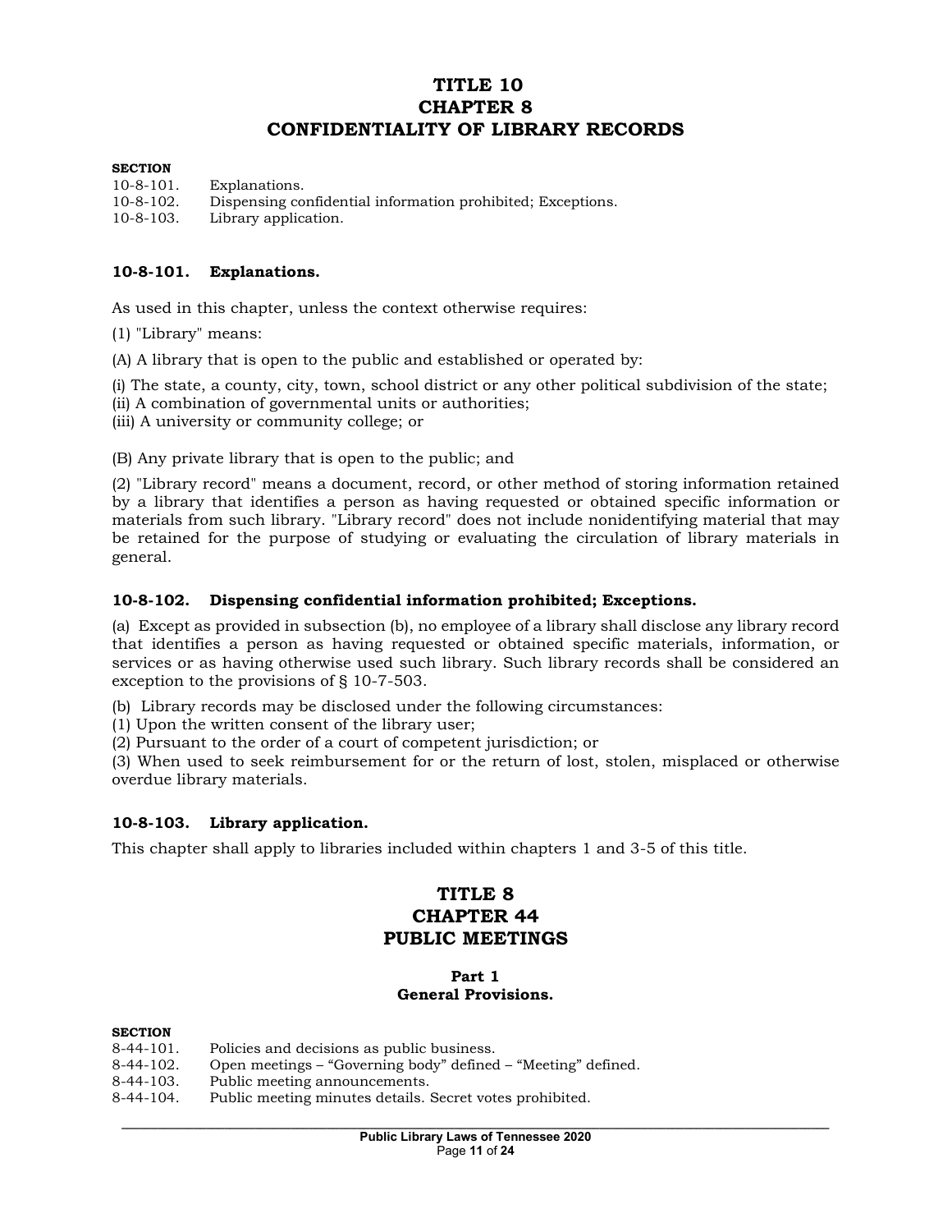# TITLE 10
# CHAPTER 8
# CONFIDENTIALITY OF LIBRARY RECORDS

**SECTION**

10-8-101. Explanations.
10-8-102. Dispensing confidential information prohibited; Exceptions.
10-8-103. Library application.

### 10-8-101. Explanations.

As used in this chapter, unless the context otherwise requires:

(1) "Library" means:

(A) A library that is open to the public and established or operated by:

(i) The state, a county, city, town, school district or any other political subdivision of the state;
(ii) A combination of governmental units or authorities;
(iii) A university or community college; or

(B) Any private library that is open to the public; and

(2) "Library record" means a document, record, or other method of storing information retained by a library that identifies a person as having requested or obtained specific information or materials from such library. "Library record" does not include nonidentifying material that may be retained for the purpose of studying or evaluating the circulation of library materials in general.

### 10-8-102. Dispensing confidential information prohibited; Exceptions.

(a) Except as provided in subsection (b), no employee of a library shall disclose any library record that identifies a person as having requested or obtained specific materials, information, or services or as having otherwise used such library. Such library records shall be considered an exception to the provisions of § 10-7-503.

(b) Library records may be disclosed under the following circumstances:
(1) Upon the written consent of the library user;
(2) Pursuant to the order of a court of competent jurisdiction; or
(3) When used to seek reimbursement for or the return of lost, stolen, misplaced or otherwise overdue library materials.

### 10-8-103. Library application.

This chapter shall apply to libraries included within chapters 1 and 3-5 of this title.

# TITLE 8
# CHAPTER 44
# PUBLIC MEETINGS

## Part 1
## General Provisions.

**SECTION**

8-44-101. Policies and decisions as public business.
8-44-102. Open meetings – "Governing body" defined – "Meeting" defined.
8-44-103. Public meeting announcements.
8-44-104. Public meeting minutes details. Secret votes prohibited.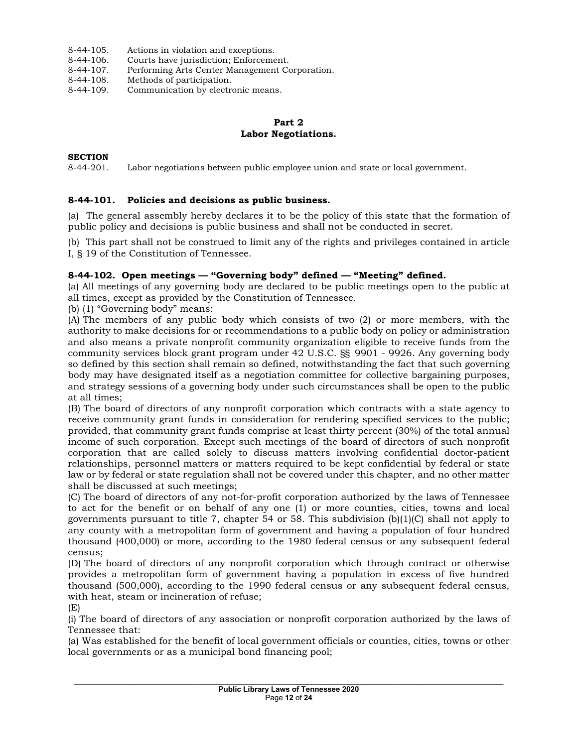8-44-105. Actions in violation and exceptions.
8-44-106. Courts have jurisdiction; Enforcement.
8-44-107. Performing Arts Center Management Corporation.
8-44-108. Methods of participation.
8-44-109. Communication by electronic means.

## Part 2
## Labor Negotiations.

**SECTION**

8-44-201. Labor negotiations between public employee union and state or local government.

### 8-44-101. Policies and decisions as public business.

(a) The general assembly hereby declares it to be the policy of this state that the formation of public policy and decisions is public business and shall not be conducted in secret.

(b) This part shall not be construed to limit any of the rights and privileges contained in article I, § 19 of the Constitution of Tennessee.

### 8-44-102. Open meetings — "Governing body" defined — "Meeting" defined.

(a) All meetings of any governing body are declared to be public meetings open to the public at all times, except as provided by the Constitution of Tennessee.

(b) (1) "Governing body" means:

(A) The members of any public body which consists of two (2) or more members, with the authority to make decisions for or recommendations to a public body on policy or administration and also means a private nonprofit community organization eligible to receive funds from the community services block grant program under 42 U.S.C. §§ 9901 - 9926. Any governing body so defined by this section shall remain so defined, notwithstanding the fact that such governing body may have designated itself as a negotiation committee for collective bargaining purposes, and strategy sessions of a governing body under such circumstances shall be open to the public at all times;

(B) The board of directors of any nonprofit corporation which contracts with a state agency to receive community grant funds in consideration for rendering specified services to the public; provided, that community grant funds comprise at least thirty percent (30%) of the total annual income of such corporation. Except such meetings of the board of directors of such nonprofit corporation that are called solely to discuss matters involving confidential doctor-patient relationships, personnel matters or matters required to be kept confidential by federal or state law or by federal or state regulation shall not be covered under this chapter, and no other matter shall be discussed at such meetings;

(C) The board of directors of any not-for-profit corporation authorized by the laws of Tennessee to act for the benefit or on behalf of any one (1) or more counties, cities, towns and local governments pursuant to title 7, chapter 54 or 58. This subdivision (b)(1)(C) shall not apply to any county with a metropolitan form of government and having a population of four hundred thousand (400,000) or more, according to the 1980 federal census or any subsequent federal census;

(D) The board of directors of any nonprofit corporation which through contract or otherwise provides a metropolitan form of government having a population in excess of five hundred thousand (500,000), according to the 1990 federal census or any subsequent federal census, with heat, steam or incineration of refuse;

(E)

(i) The board of directors of any association or nonprofit corporation authorized by the laws of Tennessee that:

(a) Was established for the benefit of local government officials or counties, cities, towns or other local governments or as a municipal bond financing pool;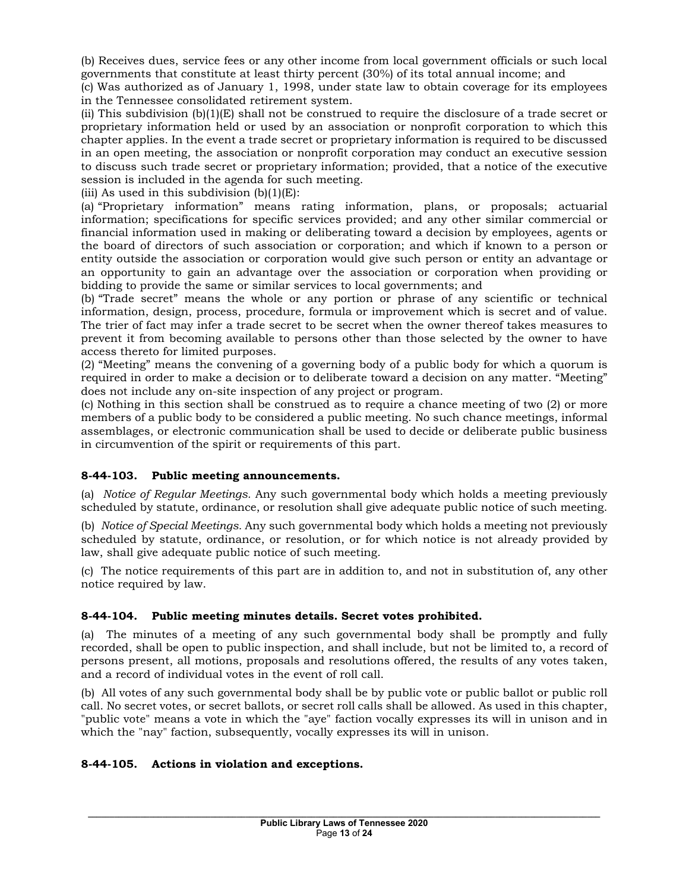(b) Receives dues, service fees or any other income from local government officials or such local governments that constitute at least thirty percent (30%) of its total annual income; and

(c) Was authorized as of January 1, 1998, under state law to obtain coverage for its employees in the Tennessee consolidated retirement system.

(ii) This subdivision (b)(1)(E) shall not be construed to require the disclosure of a trade secret or proprietary information held or used by an association or nonprofit corporation to which this chapter applies. In the event a trade secret or proprietary information is required to be discussed in an open meeting, the association or nonprofit corporation may conduct an executive session to discuss such trade secret or proprietary information; provided, that a notice of the executive session is included in the agenda for such meeting.

(iii) As used in this subdivision (b)(1)(E):

(a) "Proprietary information" means rating information, plans, or proposals; actuarial information; specifications for specific services provided; and any other similar commercial or financial information used in making or deliberating toward a decision by employees, agents or the board of directors of such association or corporation; and which if known to a person or entity outside the association or corporation would give such person or entity an advantage or an opportunity to gain an advantage over the association or corporation when providing or bidding to provide the same or similar services to local governments; and

(b) "Trade secret" means the whole or any portion or phrase of any scientific or technical information, design, process, procedure, formula or improvement which is secret and of value. The trier of fact may infer a trade secret to be secret when the owner thereof takes measures to prevent it from becoming available to persons other than those selected by the owner to have access thereto for limited purposes.

(2) "Meeting" means the convening of a governing body of a public body for which a quorum is required in order to make a decision or to deliberate toward a decision on any matter. "Meeting" does not include any on-site inspection of any project or program.

(c) Nothing in this section shall be construed as to require a chance meeting of two (2) or more members of a public body to be considered a public meeting. No such chance meetings, informal assemblages, or electronic communication shall be used to decide or deliberate public business in circumvention of the spirit or requirements of this part.

### 8-44-103. Public meeting announcements.

(a) *Notice of Regular Meetings.* Any such governmental body which holds a meeting previously scheduled by statute, ordinance, or resolution shall give adequate public notice of such meeting.

(b) *Notice of Special Meetings.* Any such governmental body which holds a meeting not previously scheduled by statute, ordinance, or resolution, or for which notice is not already provided by law, shall give adequate public notice of such meeting.

(c) The notice requirements of this part are in addition to, and not in substitution of, any other notice required by law.

### 8-44-104. Public meeting minutes details. Secret votes prohibited.

(a) The minutes of a meeting of any such governmental body shall be promptly and fully recorded, shall be open to public inspection, and shall include, but not be limited to, a record of persons present, all motions, proposals and resolutions offered, the results of any votes taken, and a record of individual votes in the event of roll call.

(b) All votes of any such governmental body shall be by public vote or public ballot or public roll call. No secret votes, or secret ballots, or secret roll calls shall be allowed. As used in this chapter, "public vote" means a vote in which the "aye" faction vocally expresses its will in unison and in which the "nay" faction, subsequently, vocally expresses its will in unison.

### 8-44-105. Actions in violation and exceptions.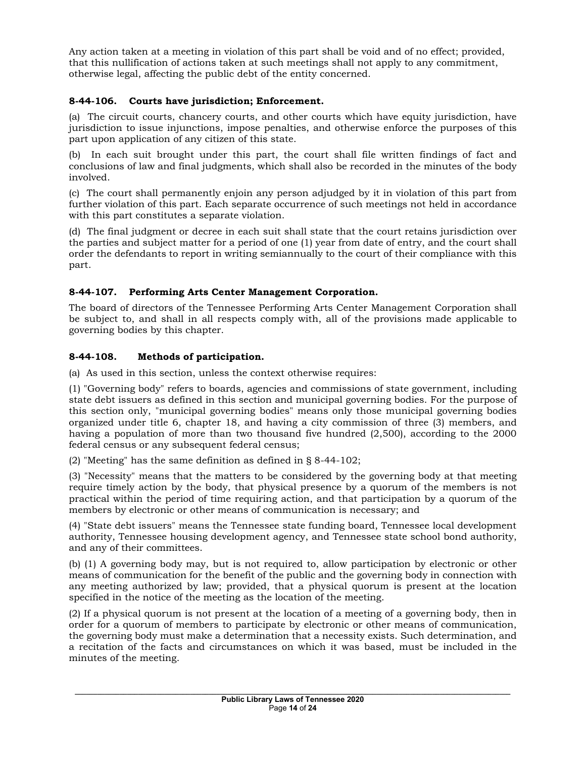Any action taken at a meeting in violation of this part shall be void and of no effect; provided, that this nullification of actions taken at such meetings shall not apply to any commitment, otherwise legal, affecting the public debt of the entity concerned.

### 8-44-106. Courts have jurisdiction; Enforcement.

(a) The circuit courts, chancery courts, and other courts which have equity jurisdiction, have jurisdiction to issue injunctions, impose penalties, and otherwise enforce the purposes of this part upon application of any citizen of this state.

(b) In each suit brought under this part, the court shall file written findings of fact and conclusions of law and final judgments, which shall also be recorded in the minutes of the body involved.

(c) The court shall permanently enjoin any person adjudged by it in violation of this part from further violation of this part. Each separate occurrence of such meetings not held in accordance with this part constitutes a separate violation.

(d) The final judgment or decree in each suit shall state that the court retains jurisdiction over the parties and subject matter for a period of one (1) year from date of entry, and the court shall order the defendants to report in writing semiannually to the court of their compliance with this part.

### 8-44-107. Performing Arts Center Management Corporation.

The board of directors of the Tennessee Performing Arts Center Management Corporation shall be subject to, and shall in all respects comply with, all of the provisions made applicable to governing bodies by this chapter.

### 8-44-108. Methods of participation.

(a) As used in this section, unless the context otherwise requires:

(1) "Governing body" refers to boards, agencies and commissions of state government, including state debt issuers as defined in this section and municipal governing bodies. For the purpose of this section only, "municipal governing bodies" means only those municipal governing bodies organized under title 6, chapter 18, and having a city commission of three (3) members, and having a population of more than two thousand five hundred (2,500), according to the 2000 federal census or any subsequent federal census;

(2) "Meeting" has the same definition as defined in § 8-44-102;

(3) "Necessity" means that the matters to be considered by the governing body at that meeting require timely action by the body, that physical presence by a quorum of the members is not practical within the period of time requiring action, and that participation by a quorum of the members by electronic or other means of communication is necessary; and

(4) "State debt issuers" means the Tennessee state funding board, Tennessee local development authority, Tennessee housing development agency, and Tennessee state school bond authority, and any of their committees.

(b) (1) A governing body may, but is not required to, allow participation by electronic or other means of communication for the benefit of the public and the governing body in connection with any meeting authorized by law; provided, that a physical quorum is present at the location specified in the notice of the meeting as the location of the meeting.

(2) If a physical quorum is not present at the location of a meeting of a governing body, then in order for a quorum of members to participate by electronic or other means of communication, the governing body must make a determination that a necessity exists. Such determination, and a recitation of the facts and circumstances on which it was based, must be included in the minutes of the meeting.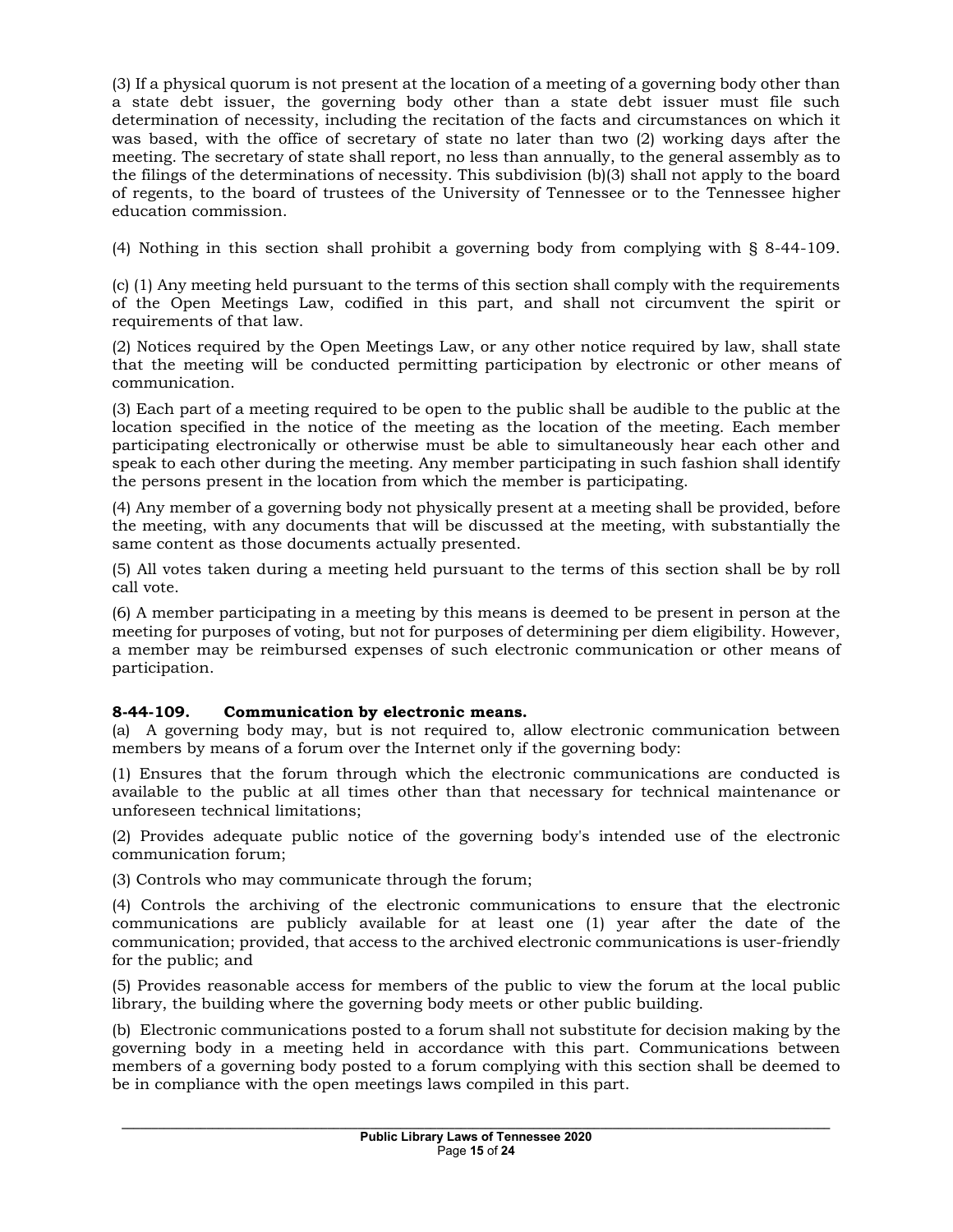(3) If a physical quorum is not present at the location of a meeting of a governing body other than a state debt issuer, the governing body other than a state debt issuer must file such determination of necessity, including the recitation of the facts and circumstances on which it was based, with the office of secretary of state no later than two (2) working days after the meeting. The secretary of state shall report, no less than annually, to the general assembly as to the filings of the determinations of necessity. This subdivision (b)(3) shall not apply to the board of regents, to the board of trustees of the University of Tennessee or to the Tennessee higher education commission.

(4) Nothing in this section shall prohibit a governing body from complying with § 8-44-109.

(c) (1) Any meeting held pursuant to the terms of this section shall comply with the requirements of the Open Meetings Law, codified in this part, and shall not circumvent the spirit or requirements of that law.

(2) Notices required by the Open Meetings Law, or any other notice required by law, shall state that the meeting will be conducted permitting participation by electronic or other means of communication.

(3) Each part of a meeting required to be open to the public shall be audible to the public at the location specified in the notice of the meeting as the location of the meeting. Each member participating electronically or otherwise must be able to simultaneously hear each other and speak to each other during the meeting. Any member participating in such fashion shall identify the persons present in the location from which the member is participating.

(4) Any member of a governing body not physically present at a meeting shall be provided, before the meeting, with any documents that will be discussed at the meeting, with substantially the same content as those documents actually presented.

(5) All votes taken during a meeting held pursuant to the terms of this section shall be by roll call vote.

(6) A member participating in a meeting by this means is deemed to be present in person at the meeting for purposes of voting, but not for purposes of determining per diem eligibility. However, a member may be reimbursed expenses of such electronic communication or other means of participation.

**8-44-109. Communication by electronic means.**

(a) A governing body may, but is not required to, allow electronic communication between members by means of a forum over the Internet only if the governing body:

(1) Ensures that the forum through which the electronic communications are conducted is available to the public at all times other than that necessary for technical maintenance or unforeseen technical limitations;

(2) Provides adequate public notice of the governing body's intended use of the electronic communication forum;

(3) Controls who may communicate through the forum;

(4) Controls the archiving of the electronic communications to ensure that the electronic communications are publicly available for at least one (1) year after the date of the communication; provided, that access to the archived electronic communications is user-friendly for the public; and

(5) Provides reasonable access for members of the public to view the forum at the local public library, the building where the governing body meets or other public building.

(b) Electronic communications posted to a forum shall not substitute for decision making by the governing body in a meeting held in accordance with this part. Communications between members of a governing body posted to a forum complying with this section shall be deemed to be in compliance with the open meetings laws compiled in this part.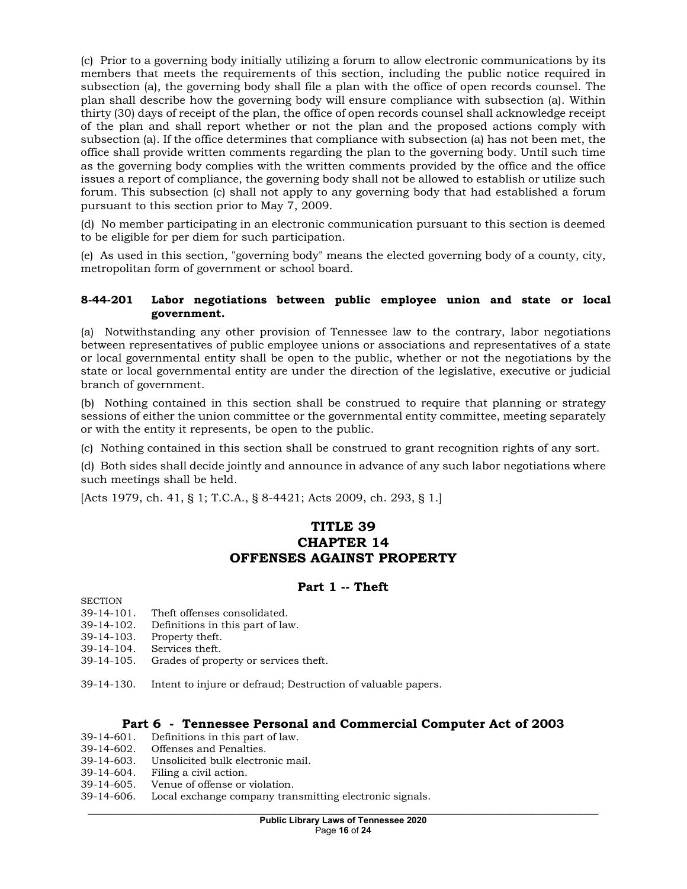(c) Prior to a governing body initially utilizing a forum to allow electronic communications by its members that meets the requirements of this section, including the public notice required in subsection (a), the governing body shall file a plan with the office of open records counsel. The plan shall describe how the governing body will ensure compliance with subsection (a). Within thirty (30) days of receipt of the plan, the office of open records counsel shall acknowledge receipt of the plan and shall report whether or not the plan and the proposed actions comply with subsection (a). If the office determines that compliance with subsection (a) has not been met, the office shall provide written comments regarding the plan to the governing body. Until such time as the governing body complies with the written comments provided by the office and the office issues a report of compliance, the governing body shall not be allowed to establish or utilize such forum. This subsection (c) shall not apply to any governing body that had established a forum pursuant to this section prior to May 7, 2009.

(d) No member participating in an electronic communication pursuant to this section is deemed to be eligible for per diem for such participation.

(e) As used in this section, "governing body" means the elected governing body of a county, city, metropolitan form of government or school board.

**8-44-201 Labor negotiations between public employee union and state or local government.**

(a) Notwithstanding any other provision of Tennessee law to the contrary, labor negotiations between representatives of public employee unions or associations and representatives of a state or local governmental entity shall be open to the public, whether or not the negotiations by the state or local governmental entity are under the direction of the legislative, executive or judicial branch of government.

(b) Nothing contained in this section shall be construed to require that planning or strategy sessions of either the union committee or the governmental entity committee, meeting separately or with the entity it represents, be open to the public.

(c) Nothing contained in this section shall be construed to grant recognition rights of any sort.

(d) Both sides shall decide jointly and announce in advance of any such labor negotiations where such meetings shall be held.

[Acts 1979, ch. 41, § 1; T.C.A., § 8-4421; Acts 2009, ch. 293, § 1.]

# TITLE 39
# CHAPTER 14
# OFFENSES AGAINST PROPERTY

## Part 1 -- Theft

SECTION
39-14-101. Theft offenses consolidated.
39-14-102. Definitions in this part of law.
39-14-103. Property theft.
39-14-104. Services theft.
39-14-105. Grades of property or services theft.

39-14-130. Intent to injure or defraud; Destruction of valuable papers.

## Part 6 - Tennessee Personal and Commercial Computer Act of 2003

39-14-601. Definitions in this part of law.
39-14-602. Offenses and Penalties.
39-14-603. Unsolicited bulk electronic mail.
39-14-604. Filing a civil action.
39-14-605. Venue of offense or violation.
39-14-606. Local exchange company transmitting electronic signals.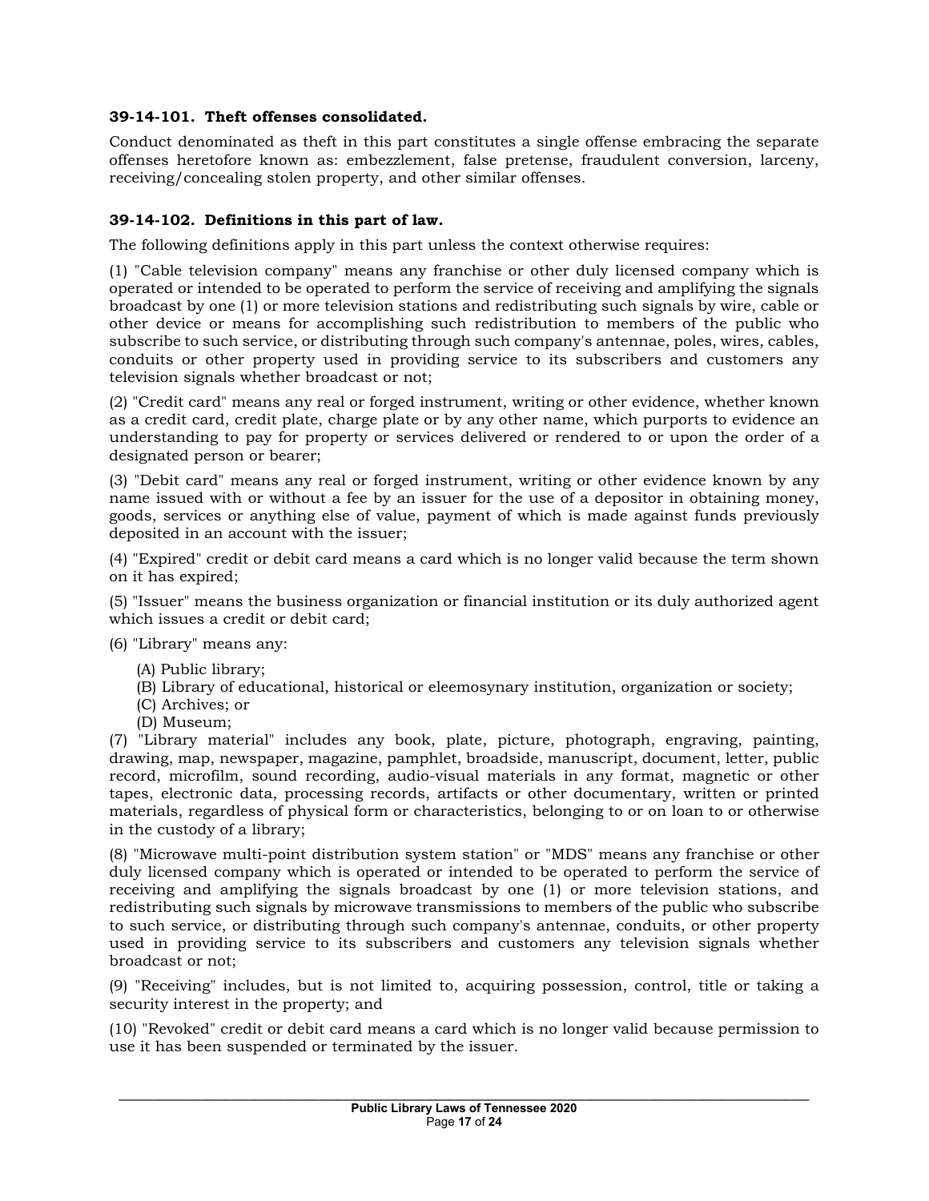**39-14-101. Theft offenses consolidated.**

Conduct denominated as theft in this part constitutes a single offense embracing the separate offenses heretofore known as: embezzlement, false pretense, fraudulent conversion, larceny, receiving/concealing stolen property, and other similar offenses.

**39-14-102. Definitions in this part of law.**

The following definitions apply in this part unless the context otherwise requires:

(1) "Cable television company" means any franchise or other duly licensed company which is operated or intended to be operated to perform the service of receiving and amplifying the signals broadcast by one (1) or more television stations and redistributing such signals by wire, cable or other device or means for accomplishing such redistribution to members of the public who subscribe to such service, or distributing through such company's antennae, poles, wires, cables, conduits or other property used in providing service to its subscribers and customers any television signals whether broadcast or not;

(2) "Credit card" means any real or forged instrument, writing or other evidence, whether known as a credit card, credit plate, charge plate or by any other name, which purports to evidence an understanding to pay for property or services delivered or rendered to or upon the order of a designated person or bearer;

(3) "Debit card" means any real or forged instrument, writing or other evidence known by any name issued with or without a fee by an issuer for the use of a depositor in obtaining money, goods, services or anything else of value, payment of which is made against funds previously deposited in an account with the issuer;

(4) "Expired" credit or debit card means a card which is no longer valid because the term shown on it has expired;

(5) "Issuer" means the business organization or financial institution or its duly authorized agent which issues a credit or debit card;

(6) "Library" means any:

(A) Public library;
(B) Library of educational, historical or eleemosynary institution, organization or society;
(C) Archives; or
(D) Museum;

(7) "Library material" includes any book, plate, picture, photograph, engraving, painting, drawing, map, newspaper, magazine, pamphlet, broadside, manuscript, document, letter, public record, microfilm, sound recording, audio-visual materials in any format, magnetic or other tapes, electronic data, processing records, artifacts or other documentary, written or printed materials, regardless of physical form or characteristics, belonging to or on loan to or otherwise in the custody of a library;

(8) "Microwave multi-point distribution system station" or "MDS" means any franchise or other duly licensed company which is operated or intended to be operated to perform the service of receiving and amplifying the signals broadcast by one (1) or more television stations, and redistributing such signals by microwave transmissions to members of the public who subscribe to such service, or distributing through such company's antennae, conduits, or other property used in providing service to its subscribers and customers any television signals whether broadcast or not;

(9) "Receiving" includes, but is not limited to, acquiring possession, control, title or taking a security interest in the property; and

(10) "Revoked" credit or debit card means a card which is no longer valid because permission to use it has been suspended or terminated by the issuer.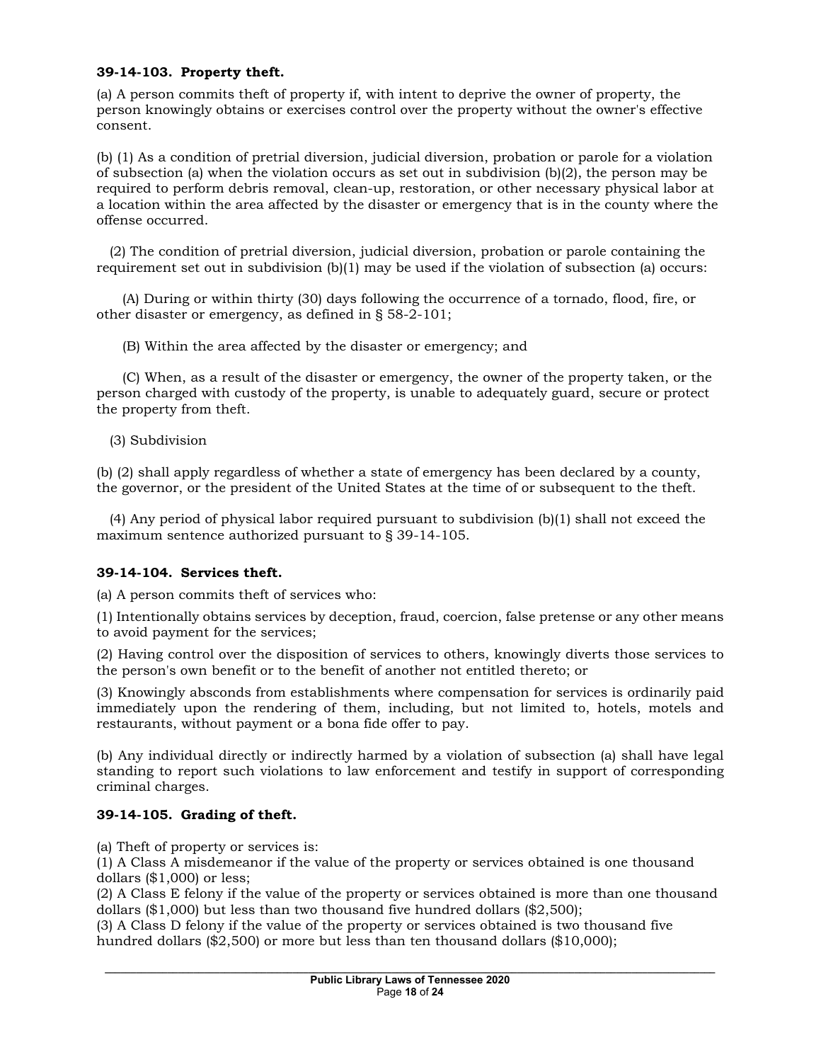**39-14-103. Property theft.**

(a) A person commits theft of property if, with intent to deprive the owner of property, the person knowingly obtains or exercises control over the property without the owner's effective consent.

(b) (1) As a condition of pretrial diversion, judicial diversion, probation or parole for a violation of subsection (a) when the violation occurs as set out in subdivision (b)(2), the person may be required to perform debris removal, clean-up, restoration, or other necessary physical labor at a location within the area affected by the disaster or emergency that is in the county where the offense occurred.

(2) The condition of pretrial diversion, judicial diversion, probation or parole containing the requirement set out in subdivision (b)(1) may be used if the violation of subsection (a) occurs:

(A) During or within thirty (30) days following the occurrence of a tornado, flood, fire, or other disaster or emergency, as defined in § 58-2-101;

(B) Within the area affected by the disaster or emergency; and

(C) When, as a result of the disaster or emergency, the owner of the property taken, or the person charged with custody of the property, is unable to adequately guard, secure or protect the property from theft.

(3) Subdivision

(b) (2) shall apply regardless of whether a state of emergency has been declared by a county, the governor, or the president of the United States at the time of or subsequent to the theft.

(4) Any period of physical labor required pursuant to subdivision (b)(1) shall not exceed the maximum sentence authorized pursuant to § 39-14-105.

**39-14-104. Services theft.**

(a) A person commits theft of services who:

(1) Intentionally obtains services by deception, fraud, coercion, false pretense or any other means to avoid payment for the services;

(2) Having control over the disposition of services to others, knowingly diverts those services to the person's own benefit or to the benefit of another not entitled thereto; or

(3) Knowingly absconds from establishments where compensation for services is ordinarily paid immediately upon the rendering of them, including, but not limited to, hotels, motels and restaurants, without payment or a bona fide offer to pay.

(b) Any individual directly or indirectly harmed by a violation of subsection (a) shall have legal standing to report such violations to law enforcement and testify in support of corresponding criminal charges.

**39-14-105. Grading of theft.**

(a) Theft of property or services is:
(1) A Class A misdemeanor if the value of the property or services obtained is one thousand dollars ($1,000) or less;
(2) A Class E felony if the value of the property or services obtained is more than one thousand dollars ($1,000) but less than two thousand five hundred dollars ($2,500);
(3) A Class D felony if the value of the property or services obtained is two thousand five hundred dollars ($2,500) or more but less than ten thousand dollars ($10,000);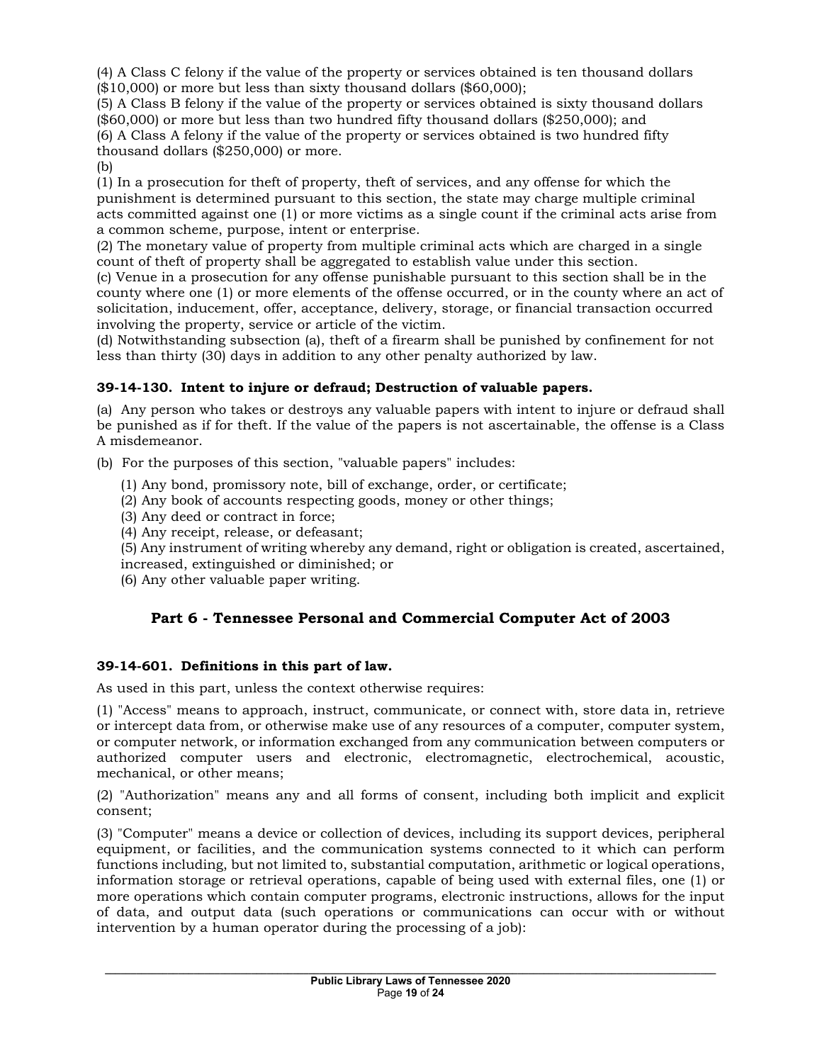(4) A Class C felony if the value of the property or services obtained is ten thousand dollars ($10,000) or more but less than sixty thousand dollars ($60,000);
(5) A Class B felony if the value of the property or services obtained is sixty thousand dollars ($60,000) or more but less than two hundred fifty thousand dollars ($250,000); and
(6) A Class A felony if the value of the property or services obtained is two hundred fifty thousand dollars ($250,000) or more.
(b)
(1) In a prosecution for theft of property, theft of services, and any offense for which the punishment is determined pursuant to this section, the state may charge multiple criminal acts committed against one (1) or more victims as a single count if the criminal acts arise from a common scheme, purpose, intent or enterprise.
(2) The monetary value of property from multiple criminal acts which are charged in a single count of theft of property shall be aggregated to establish value under this section.
(c) Venue in a prosecution for any offense punishable pursuant to this section shall be in the county where one (1) or more elements of the offense occurred, or in the county where an act of solicitation, inducement, offer, acceptance, delivery, storage, or financial transaction occurred involving the property, service or article of the victim.
(d) Notwithstanding subsection (a), theft of a firearm shall be punished by confinement for not less than thirty (30) days in addition to any other penalty authorized by law.

### 39-14-130. Intent to injure or defraud; Destruction of valuable papers.

(a) Any person who takes or destroys any valuable papers with intent to injure or defraud shall be punished as if for theft. If the value of the papers is not ascertainable, the offense is a Class A misdemeanor.

(b) For the purposes of this section, "valuable papers" includes:

(1) Any bond, promissory note, bill of exchange, order, or certificate;
(2) Any book of accounts respecting goods, money or other things;
(3) Any deed or contract in force;
(4) Any receipt, release, or defeasant;
(5) Any instrument of writing whereby any demand, right or obligation is created, ascertained, increased, extinguished or diminished; or
(6) Any other valuable paper writing.

## Part 6 - Tennessee Personal and Commercial Computer Act of 2003

### 39-14-601. Definitions in this part of law.

As used in this part, unless the context otherwise requires:

(1) "Access" means to approach, instruct, communicate, or connect with, store data in, retrieve or intercept data from, or otherwise make use of any resources of a computer, computer system, or computer network, or information exchanged from any communication between computers or authorized computer users and electronic, electromagnetic, electrochemical, acoustic, mechanical, or other means;

(2) "Authorization" means any and all forms of consent, including both implicit and explicit consent;

(3) "Computer" means a device or collection of devices, including its support devices, peripheral equipment, or facilities, and the communication systems connected to it which can perform functions including, but not limited to, substantial computation, arithmetic or logical operations, information storage or retrieval operations, capable of being used with external files, one (1) or more operations which contain computer programs, electronic instructions, allows for the input of data, and output data (such operations or communications can occur with or without intervention by a human operator during the processing of a job):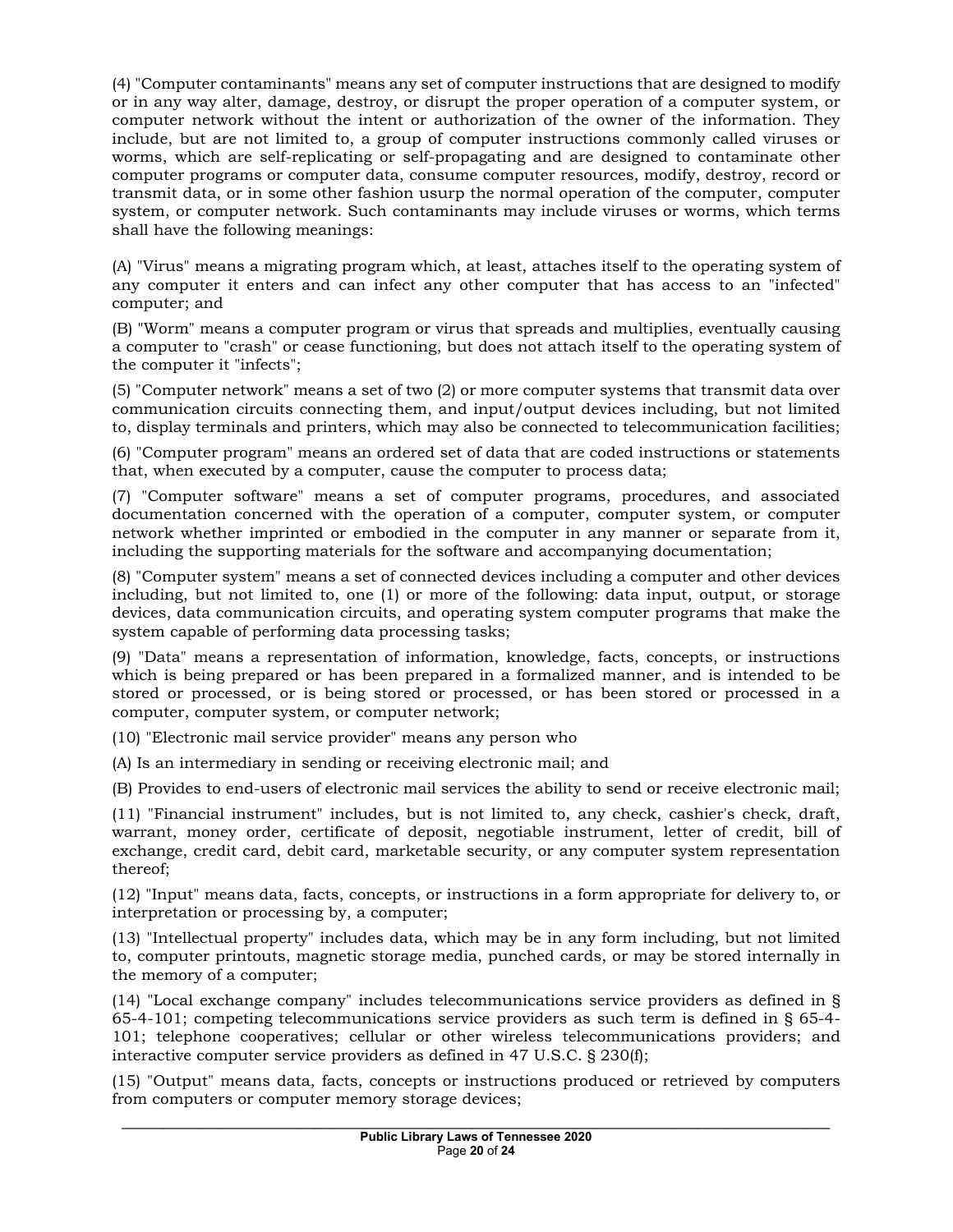(4) "Computer contaminants" means any set of computer instructions that are designed to modify or in any way alter, damage, destroy, or disrupt the proper operation of a computer system, or computer network without the intent or authorization of the owner of the information. They include, but are not limited to, a group of computer instructions commonly called viruses or worms, which are self-replicating or self-propagating and are designed to contaminate other computer programs or computer data, consume computer resources, modify, destroy, record or transmit data, or in some other fashion usurp the normal operation of the computer, computer system, or computer network. Such contaminants may include viruses or worms, which terms shall have the following meanings:

(A) "Virus" means a migrating program which, at least, attaches itself to the operating system of any computer it enters and can infect any other computer that has access to an "infected" computer; and

(B) "Worm" means a computer program or virus that spreads and multiplies, eventually causing a computer to "crash" or cease functioning, but does not attach itself to the operating system of the computer it "infects";

(5) "Computer network" means a set of two (2) or more computer systems that transmit data over communication circuits connecting them, and input/output devices including, but not limited to, display terminals and printers, which may also be connected to telecommunication facilities;

(6) "Computer program" means an ordered set of data that are coded instructions or statements that, when executed by a computer, cause the computer to process data;

(7) "Computer software" means a set of computer programs, procedures, and associated documentation concerned with the operation of a computer, computer system, or computer network whether imprinted or embodied in the computer in any manner or separate from it, including the supporting materials for the software and accompanying documentation;

(8) "Computer system" means a set of connected devices including a computer and other devices including, but not limited to, one (1) or more of the following: data input, output, or storage devices, data communication circuits, and operating system computer programs that make the system capable of performing data processing tasks;

(9) "Data" means a representation of information, knowledge, facts, concepts, or instructions which is being prepared or has been prepared in a formalized manner, and is intended to be stored or processed, or is being stored or processed, or has been stored or processed in a computer, computer system, or computer network;

(10) "Electronic mail service provider" means any person who

(A) Is an intermediary in sending or receiving electronic mail; and

(B) Provides to end-users of electronic mail services the ability to send or receive electronic mail;

(11) "Financial instrument" includes, but is not limited to, any check, cashier's check, draft, warrant, money order, certificate of deposit, negotiable instrument, letter of credit, bill of exchange, credit card, debit card, marketable security, or any computer system representation thereof;

(12) "Input" means data, facts, concepts, or instructions in a form appropriate for delivery to, or interpretation or processing by, a computer;

(13) "Intellectual property" includes data, which may be in any form including, but not limited to, computer printouts, magnetic storage media, punched cards, or may be stored internally in the memory of a computer;

(14) "Local exchange company" includes telecommunications service providers as defined in § 65-4-101; competing telecommunications service providers as such term is defined in § 65-4-101; telephone cooperatives; cellular or other wireless telecommunications providers; and interactive computer service providers as defined in 47 U.S.C. § 230(f);

(15) "Output" means data, facts, concepts or instructions produced or retrieved by computers from computers or computer memory storage devices;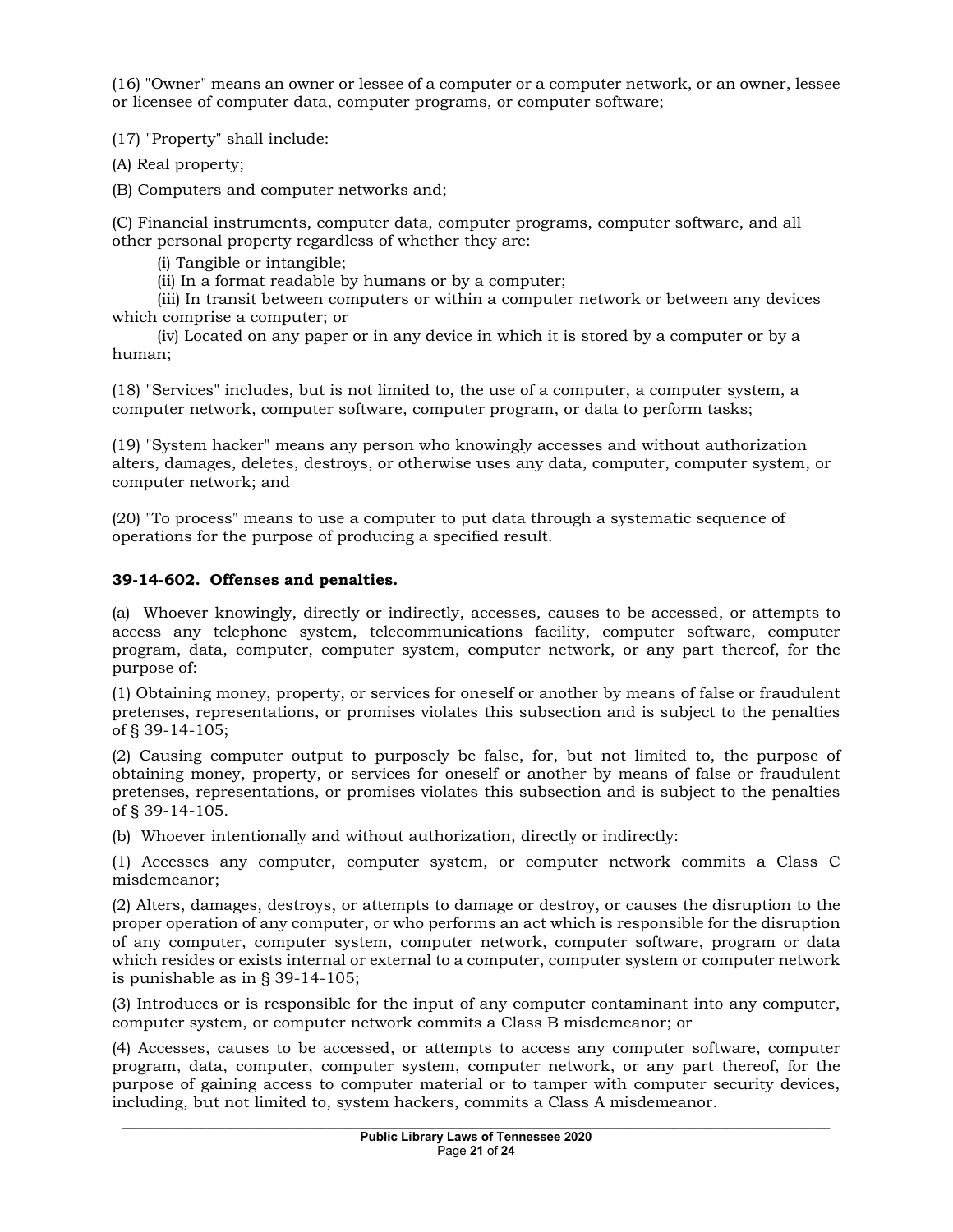(16) "Owner" means an owner or lessee of a computer or a computer network, or an owner, lessee or licensee of computer data, computer programs, or computer software;

(17) "Property" shall include:

(A) Real property;

(B) Computers and computer networks and;

(C) Financial instruments, computer data, computer programs, computer software, and all other personal property regardless of whether they are:

(i) Tangible or intangible;

(ii) In a format readable by humans or by a computer;

(iii) In transit between computers or within a computer network or between any devices which comprise a computer; or

(iv) Located on any paper or in any device in which it is stored by a computer or by a human;

(18) "Services" includes, but is not limited to, the use of a computer, a computer system, a computer network, computer software, computer program, or data to perform tasks;

(19) "System hacker" means any person who knowingly accesses and without authorization alters, damages, deletes, destroys, or otherwise uses any data, computer, computer system, or computer network; and

(20) "To process" means to use a computer to put data through a systematic sequence of operations for the purpose of producing a specified result.

**39-14-602. Offenses and penalties.**

(a) Whoever knowingly, directly or indirectly, accesses, causes to be accessed, or attempts to access any telephone system, telecommunications facility, computer software, computer program, data, computer, computer system, computer network, or any part thereof, for the purpose of:

(1) Obtaining money, property, or services for oneself or another by means of false or fraudulent pretenses, representations, or promises violates this subsection and is subject to the penalties of § 39-14-105;

(2) Causing computer output to purposely be false, for, but not limited to, the purpose of obtaining money, property, or services for oneself or another by means of false or fraudulent pretenses, representations, or promises violates this subsection and is subject to the penalties of § 39-14-105.

(b) Whoever intentionally and without authorization, directly or indirectly:

(1) Accesses any computer, computer system, or computer network commits a Class C misdemeanor;

(2) Alters, damages, destroys, or attempts to damage or destroy, or causes the disruption to the proper operation of any computer, or who performs an act which is responsible for the disruption of any computer, computer system, computer network, computer software, program or data which resides or exists internal or external to a computer, computer system or computer network is punishable as in § 39-14-105;

(3) Introduces or is responsible for the input of any computer contaminant into any computer, computer system, or computer network commits a Class B misdemeanor; or

(4) Accesses, causes to be accessed, or attempts to access any computer software, computer program, data, computer, computer system, computer network, or any part thereof, for the purpose of gaining access to computer material or to tamper with computer security devices, including, but not limited to, system hackers, commits a Class A misdemeanor.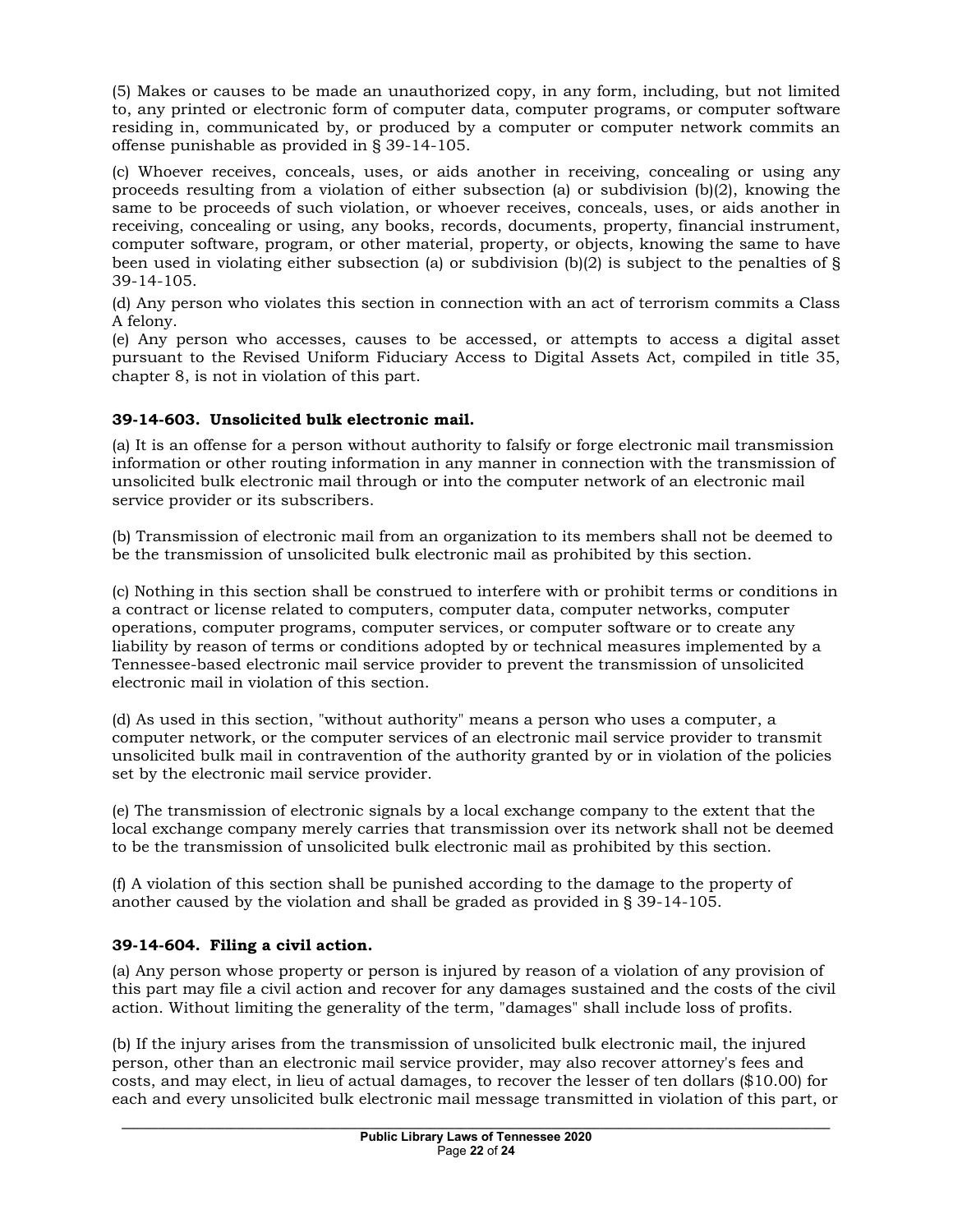(5) Makes or causes to be made an unauthorized copy, in any form, including, but not limited to, any printed or electronic form of computer data, computer programs, or computer software residing in, communicated by, or produced by a computer or computer network commits an offense punishable as provided in § 39-14-105.

(c) Whoever receives, conceals, uses, or aids another in receiving, concealing or using any proceeds resulting from a violation of either subsection (a) or subdivision (b)(2), knowing the same to be proceeds of such violation, or whoever receives, conceals, uses, or aids another in receiving, concealing or using, any books, records, documents, property, financial instrument, computer software, program, or other material, property, or objects, knowing the same to have been used in violating either subsection (a) or subdivision (b)(2) is subject to the penalties of § 39-14-105.

(d) Any person who violates this section in connection with an act of terrorism commits a Class A felony.

(e) Any person who accesses, causes to be accessed, or attempts to access a digital asset pursuant to the Revised Uniform Fiduciary Access to Digital Assets Act, compiled in title 35, chapter 8, is not in violation of this part.

### 39-14-603. Unsolicited bulk electronic mail.

(a) It is an offense for a person without authority to falsify or forge electronic mail transmission information or other routing information in any manner in connection with the transmission of unsolicited bulk electronic mail through or into the computer network of an electronic mail service provider or its subscribers.

(b) Transmission of electronic mail from an organization to its members shall not be deemed to be the transmission of unsolicited bulk electronic mail as prohibited by this section.

(c) Nothing in this section shall be construed to interfere with or prohibit terms or conditions in a contract or license related to computers, computer data, computer networks, computer operations, computer programs, computer services, or computer software or to create any liability by reason of terms or conditions adopted by or technical measures implemented by a Tennessee-based electronic mail service provider to prevent the transmission of unsolicited electronic mail in violation of this section.

(d) As used in this section, "without authority" means a person who uses a computer, a computer network, or the computer services of an electronic mail service provider to transmit unsolicited bulk mail in contravention of the authority granted by or in violation of the policies set by the electronic mail service provider.

(e) The transmission of electronic signals by a local exchange company to the extent that the local exchange company merely carries that transmission over its network shall not be deemed to be the transmission of unsolicited bulk electronic mail as prohibited by this section.

(f) A violation of this section shall be punished according to the damage to the property of another caused by the violation and shall be graded as provided in § 39-14-105.

### 39-14-604. Filing a civil action.

(a) Any person whose property or person is injured by reason of a violation of any provision of this part may file a civil action and recover for any damages sustained and the costs of the civil action. Without limiting the generality of the term, "damages" shall include loss of profits.

(b) If the injury arises from the transmission of unsolicited bulk electronic mail, the injured person, other than an electronic mail service provider, may also recover attorney's fees and costs, and may elect, in lieu of actual damages, to recover the lesser of ten dollars ($10.00) for each and every unsolicited bulk electronic mail message transmitted in violation of this part, or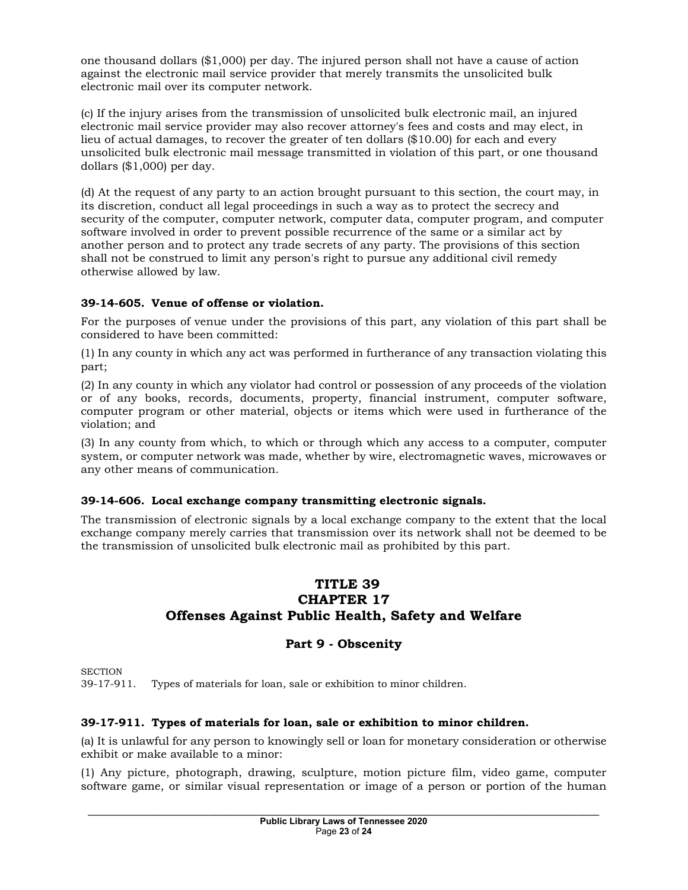one thousand dollars ($1,000) per day. The injured person shall not have a cause of action against the electronic mail service provider that merely transmits the unsolicited bulk electronic mail over its computer network.

(c) If the injury arises from the transmission of unsolicited bulk electronic mail, an injured electronic mail service provider may also recover attorney's fees and costs and may elect, in lieu of actual damages, to recover the greater of ten dollars ($10.00) for each and every unsolicited bulk electronic mail message transmitted in violation of this part, or one thousand dollars ($1,000) per day.

(d) At the request of any party to an action brought pursuant to this section, the court may, in its discretion, conduct all legal proceedings in such a way as to protect the secrecy and security of the computer, computer network, computer data, computer program, and computer software involved in order to prevent possible recurrence of the same or a similar act by another person and to protect any trade secrets of any party. The provisions of this section shall not be construed to limit any person's right to pursue any additional civil remedy otherwise allowed by law.

**39-14-605. Venue of offense or violation.**

For the purposes of venue under the provisions of this part, any violation of this part shall be considered to have been committed:

(1) In any county in which any act was performed in furtherance of any transaction violating this part;

(2) In any county in which any violator had control or possession of any proceeds of the violation or of any books, records, documents, property, financial instrument, computer software, computer program or other material, objects or items which were used in furtherance of the violation; and

(3) In any county from which, to which or through which any access to a computer, computer system, or computer network was made, whether by wire, electromagnetic waves, microwaves or any other means of communication.

**39-14-606. Local exchange company transmitting electronic signals.**

The transmission of electronic signals by a local exchange company to the extent that the local exchange company merely carries that transmission over its network shall not be deemed to be the transmission of unsolicited bulk electronic mail as prohibited by this part.

## TITLE 39
## CHAPTER 17
## Offenses Against Public Health, Safety and Welfare

### Part 9 - Obscenity

SECTION
39-17-911. Types of materials for loan, sale or exhibition to minor children.

**39-17-911. Types of materials for loan, sale or exhibition to minor children.**

(a) It is unlawful for any person to knowingly sell or loan for monetary consideration or otherwise exhibit or make available to a minor:

(1) Any picture, photograph, drawing, sculpture, motion picture film, video game, computer software game, or similar visual representation or image of a person or portion of the human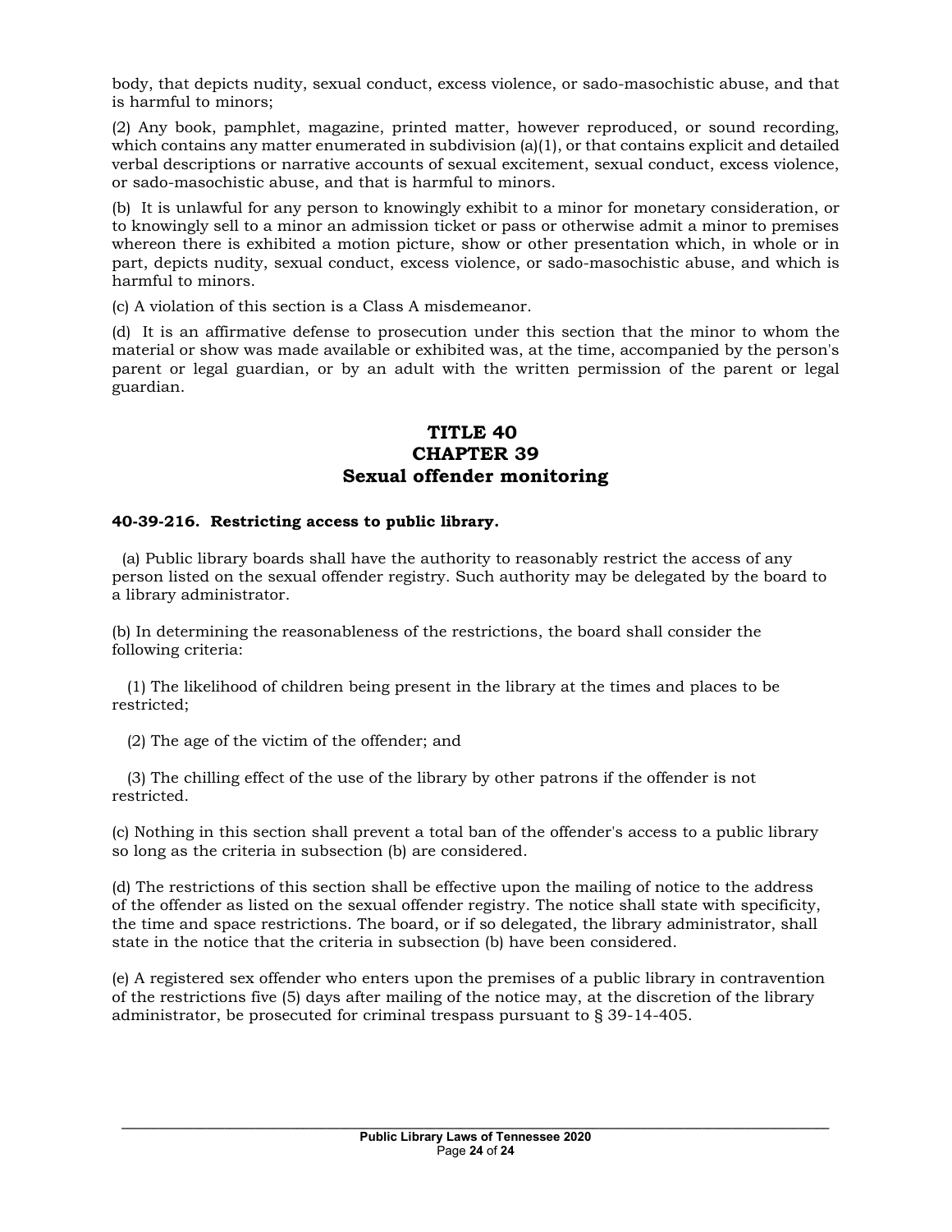body, that depicts nudity, sexual conduct, excess violence, or sado-masochistic abuse, and that is harmful to minors;

(2) Any book, pamphlet, magazine, printed matter, however reproduced, or sound recording, which contains any matter enumerated in subdivision (a)(1), or that contains explicit and detailed verbal descriptions or narrative accounts of sexual excitement, sexual conduct, excess violence, or sado-masochistic abuse, and that is harmful to minors.

(b) It is unlawful for any person to knowingly exhibit to a minor for monetary consideration, or to knowingly sell to a minor an admission ticket or pass or otherwise admit a minor to premises whereon there is exhibited a motion picture, show or other presentation which, in whole or in part, depicts nudity, sexual conduct, excess violence, or sado-masochistic abuse, and which is harmful to minors.

(c) A violation of this section is a Class A misdemeanor.

(d) It is an affirmative defense to prosecution under this section that the minor to whom the material or show was made available or exhibited was, at the time, accompanied by the person's parent or legal guardian, or by an adult with the written permission of the parent or legal guardian.

## TITLE 40
## CHAPTER 39
## Sexual offender monitoring

**40-39-216. Restricting access to public library.**

(a) Public library boards shall have the authority to reasonably restrict the access of any person listed on the sexual offender registry. Such authority may be delegated by the board to a library administrator.

(b) In determining the reasonableness of the restrictions, the board shall consider the following criteria:

(1) The likelihood of children being present in the library at the times and places to be restricted;

(2) The age of the victim of the offender; and

(3) The chilling effect of the use of the library by other patrons if the offender is not restricted.

(c) Nothing in this section shall prevent a total ban of the offender's access to a public library so long as the criteria in subsection (b) are considered.

(d) The restrictions of this section shall be effective upon the mailing of notice to the address of the offender as listed on the sexual offender registry. The notice shall state with specificity, the time and space restrictions. The board, or if so delegated, the library administrator, shall state in the notice that the criteria in subsection (b) have been considered.

(e) A registered sex offender who enters upon the premises of a public library in contravention of the restrictions five (5) days after mailing of the notice may, at the discretion of the library administrator, be prosecuted for criminal trespass pursuant to § 39-14-405.